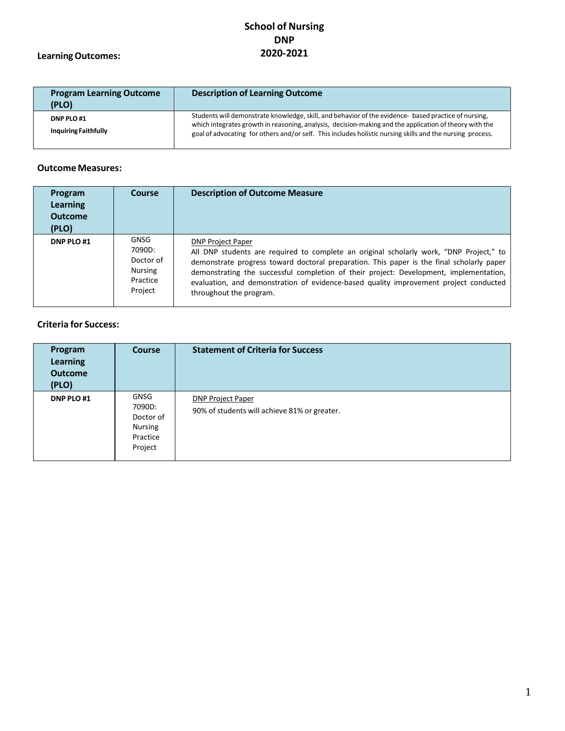# School of Nursing
# DNP
# 2020-2021

## Learning Outcomes:

| Program Learning Outcome (PLO) | Description of Learning Outcome |
|---|---|
| **DNP PLO #1** **Inquiring Faithfully** | Students will demonstrate knowledge, skill, and behavior of the evidence- based practice of nursing, which integrates growth in reasoning, analysis, decision-making and the application of theory with the goal of advocating for others and/or self. This includes holistic nursing skills and the nursing process. |

## Outcome Measures:

| Program Learning Outcome (PLO) | Course | Description of Outcome Measure |
|---|---|---|
| **DNP PLO #1** | GNSG 7090D: Doctor of Nursing Practice Project | DNP Project Paper All DNP students are required to complete an original scholarly work, "DNP Project," to demonstrate progress toward doctoral preparation. This paper is the final scholarly paper demonstrating the successful completion of their project: Development, implementation, evaluation, and demonstration of evidence-based quality improvement project conducted throughout the program. |

## Criteria for Success:

| Program Learning Outcome (PLO) | Course | Statement of Criteria for Success |
|---|---|---|
| **DNP PLO #1** | GNSG 7090D: Doctor of Nursing Practice Project | DNP Project Paper 90% of students will achieve 81% or greater. |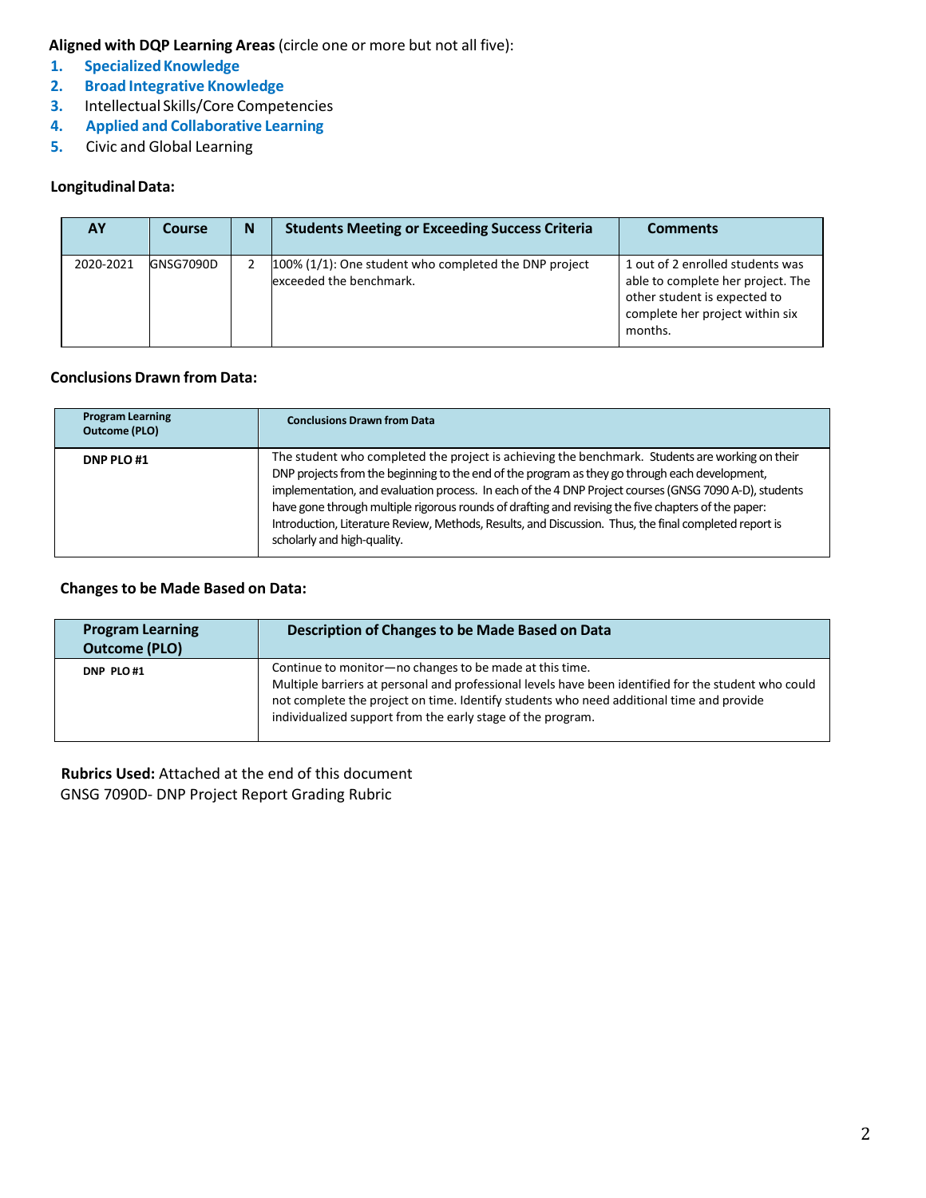**Aligned with DQP Learning Areas** (circle one or more but not all five):

1. **Specialized Knowledge**
2. **Broad Integrative Knowledge**
3. Intellectual Skills/Core Competencies
4. **Applied and Collaborative Learning**
5. Civic and Global Learning

**Longitudinal Data:**

| AY | Course | N | Students Meeting or Exceeding Success Criteria | Comments |
|---|---|---|---|---|
| 2020-2021 | GNSG7090D | 2 | 100% (1/1): One student who completed the DNP project exceeded the benchmark. | 1 out of 2 enrolled students was able to complete her project. The other student is expected to complete her project within six months. |

**Conclusions Drawn from Data:**

| Program Learning Outcome (PLO) | Conclusions Drawn from Data |
|---|---|
| DNP PLO #1 | The student who completed the project is achieving the benchmark. Students are working on their DNP projects from the beginning to the end of the program as they go through each development, implementation, and evaluation process. In each of the 4 DNP Project courses (GNSG 7090 A-D), students have gone through multiple rigorous rounds of drafting and revising the five chapters of the paper: Introduction, Literature Review, Methods, Results, and Discussion. Thus, the final completed report is scholarly and high-quality. |

**Changes to be Made Based on Data:**

| Program Learning Outcome (PLO) | Description of Changes to be Made Based on Data |
|---|---|
| DNP PLO #1 | Continue to monitor—no changes to be made at this time.<br>Multiple barriers at personal and professional levels have been identified for the student who could not complete the project on time. Identify students who need additional time and provide individualized support from the early stage of the program. |

**Rubrics Used:** Attached at the end of this document
GNSG 7090D- DNP Project Report Grading Rubric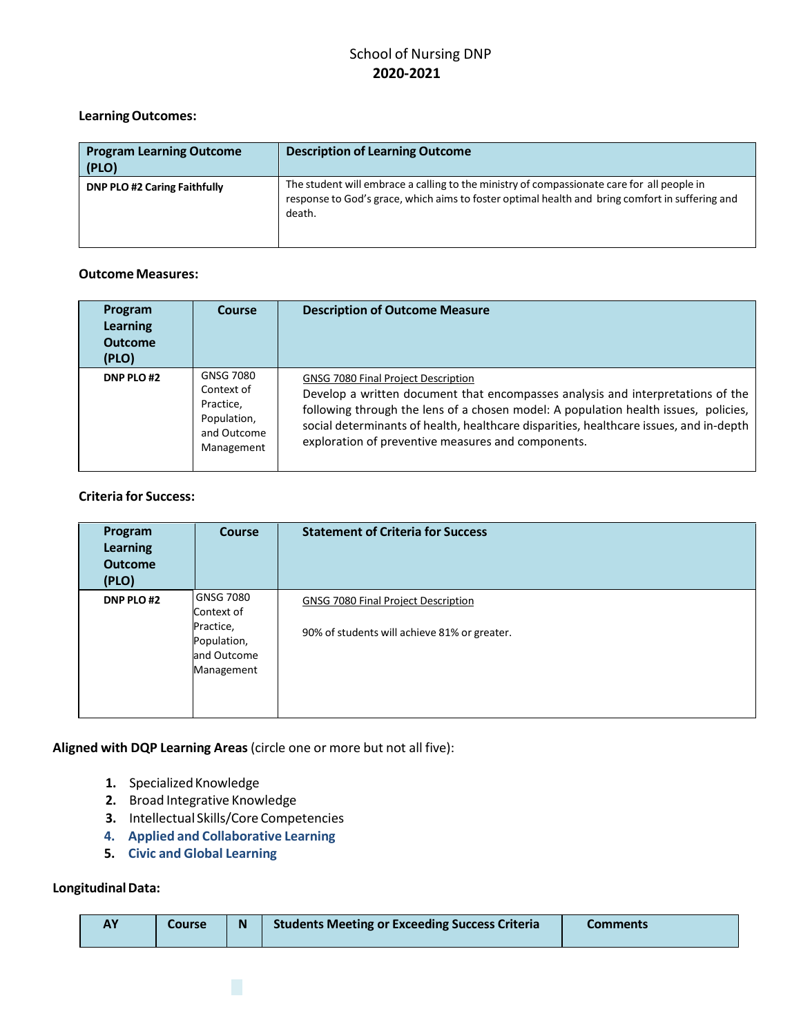School of Nursing DNP
**2020-2021**

**Learning Outcomes:**

| Program Learning Outcome (PLO) | Description of Learning Outcome |
|---|---|
| **DNP PLO #2 Caring Faithfully** | The student will embrace a calling to the ministry of compassionate care for all people in response to God's grace, which aims to foster optimal health and bring comfort in suffering and death. |

**Outcome Measures:**

| Program Learning Outcome (PLO) | Course | Description of Outcome Measure |
|---|---|---|
| **DNP PLO #2** | GNSG 7080 Context of Practice, Population, and Outcome Management | GNSG 7080 Final Project Description<br>Develop a written document that encompasses analysis and interpretations of the following through the lens of a chosen model: A population health issues, policies, social determinants of health, healthcare disparities, healthcare issues, and in-depth exploration of preventive measures and components. |

**Criteria for Success:**

| Program Learning Outcome (PLO) | Course | Statement of Criteria for Success |
|---|---|---|
| **DNP PLO #2** | GNSG 7080 Context of Practice, Population, and Outcome Management | GNSG 7080 Final Project Description<br><br>90% of students will achieve 81% or greater. |

**Aligned with DQP Learning Areas** (circle one or more but not all five):

1. Specialized Knowledge
2. Broad Integrative Knowledge
3. Intellectual Skills/Core Competencies
4. **Applied and Collaborative Learning**
5. **Civic and Global Learning**

**Longitudinal Data:**

| AY | Course | N | Students Meeting or Exceeding Success Criteria | Comments |
|---|---|---|---|---|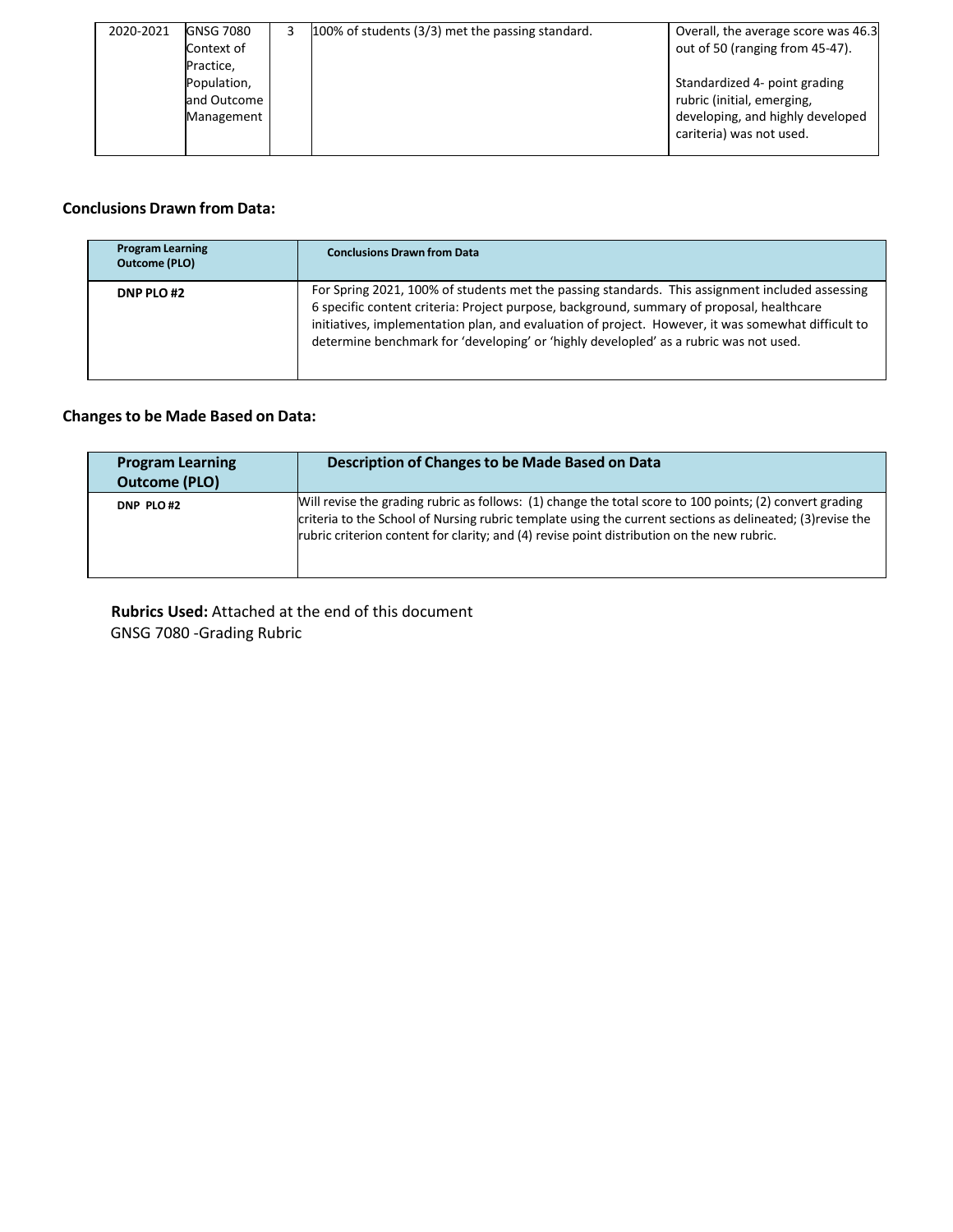| 2020-2021 | GNSG 7080 Context of Practice, Population, and Outcome Management | 3 | 100% of students (3/3) met the passing standard. | Overall, the average score was 46.3 out of 50 (ranging from 45-47).<br><br>Standardized 4- point grading rubric (initial, emerging, developing, and highly developed cariteria) was not used. |
|---|---|---|---|---|

**Conclusions Drawn from Data:**

| Program Learning Outcome (PLO) | Conclusions Drawn from Data |
|---|---|
| DNP PLO #2 | For Spring 2021, 100% of students met the passing standards. This assignment included assessing 6 specific content criteria: Project purpose, background, summary of proposal, healthcare initiatives, implementation plan, and evaluation of project. However, it was somewhat difficult to determine benchmark for 'developing' or 'highly developled' as a rubric was not used. |

**Changes to be Made Based on Data:**

| Program Learning Outcome (PLO) | Description of Changes to be Made Based on Data |
|---|---|
| DNP PLO #2 | Will revise the grading rubric as follows: (1) change the total score to 100 points; (2) convert grading criteria to the School of Nursing rubric template using the current sections as delineated; (3)revise the rubric criterion content for clarity; and (4) revise point distribution on the new rubric. |

**Rubrics Used:** Attached at the end of this document
GNSG 7080 -Grading Rubric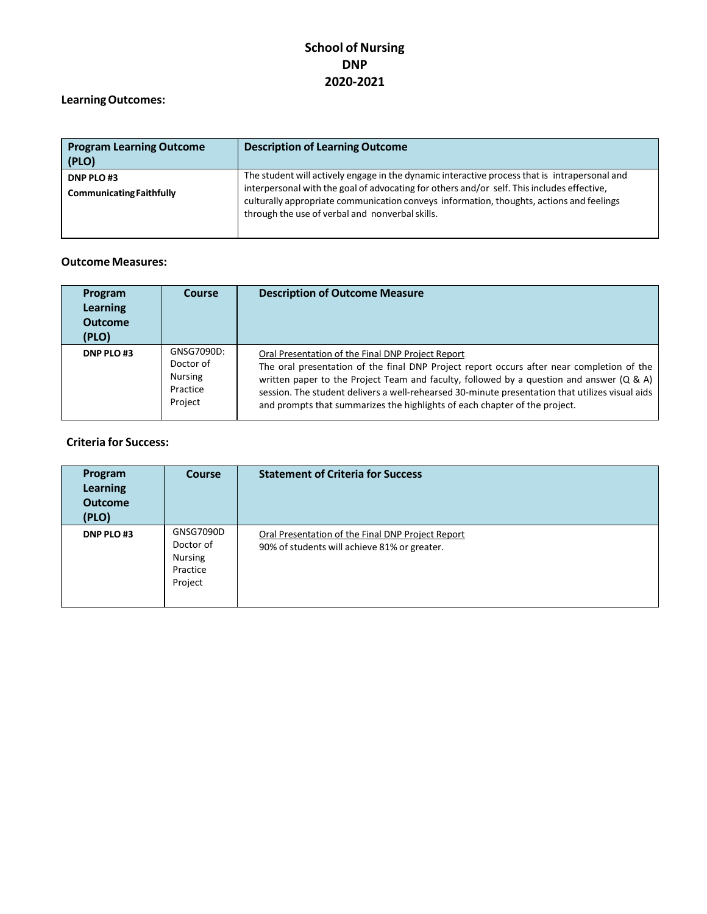# School of Nursing
# DNP
# 2020-2021

### Learning Outcomes:

| Program Learning Outcome (PLO) | Description of Learning Outcome |
| --- | --- |
| **DNP PLO #3** **Communicating Faithfully** | The student will actively engage in the dynamic interactive process that is intrapersonal and interpersonal with the goal of advocating for others and/or self. This includes effective, culturally appropriate communication conveys information, thoughts, actions and feelings through the use of verbal and nonverbal skills. |

### Outcome Measures:

| Program Learning Outcome (PLO) | Course | Description of Outcome Measure |
| --- | --- | --- |
| **DNP PLO #3** | GNSG7090D: Doctor of Nursing Practice Project | Oral Presentation of the Final DNP Project Report<br>The oral presentation of the final DNP Project report occurs after near completion of the written paper to the Project Team and faculty, followed by a question and answer (Q & A) session. The student delivers a well-rehearsed 30-minute presentation that utilizes visual aids and prompts that summarizes the highlights of each chapter of the project. |

### Criteria for Success:

| Program Learning Outcome (PLO) | Course | Statement of Criteria for Success |
| --- | --- | --- |
| **DNP PLO #3** | GNSG7090D Doctor of Nursing Practice Project | Oral Presentation of the Final DNP Project Report<br>90% of students will achieve 81% or greater. |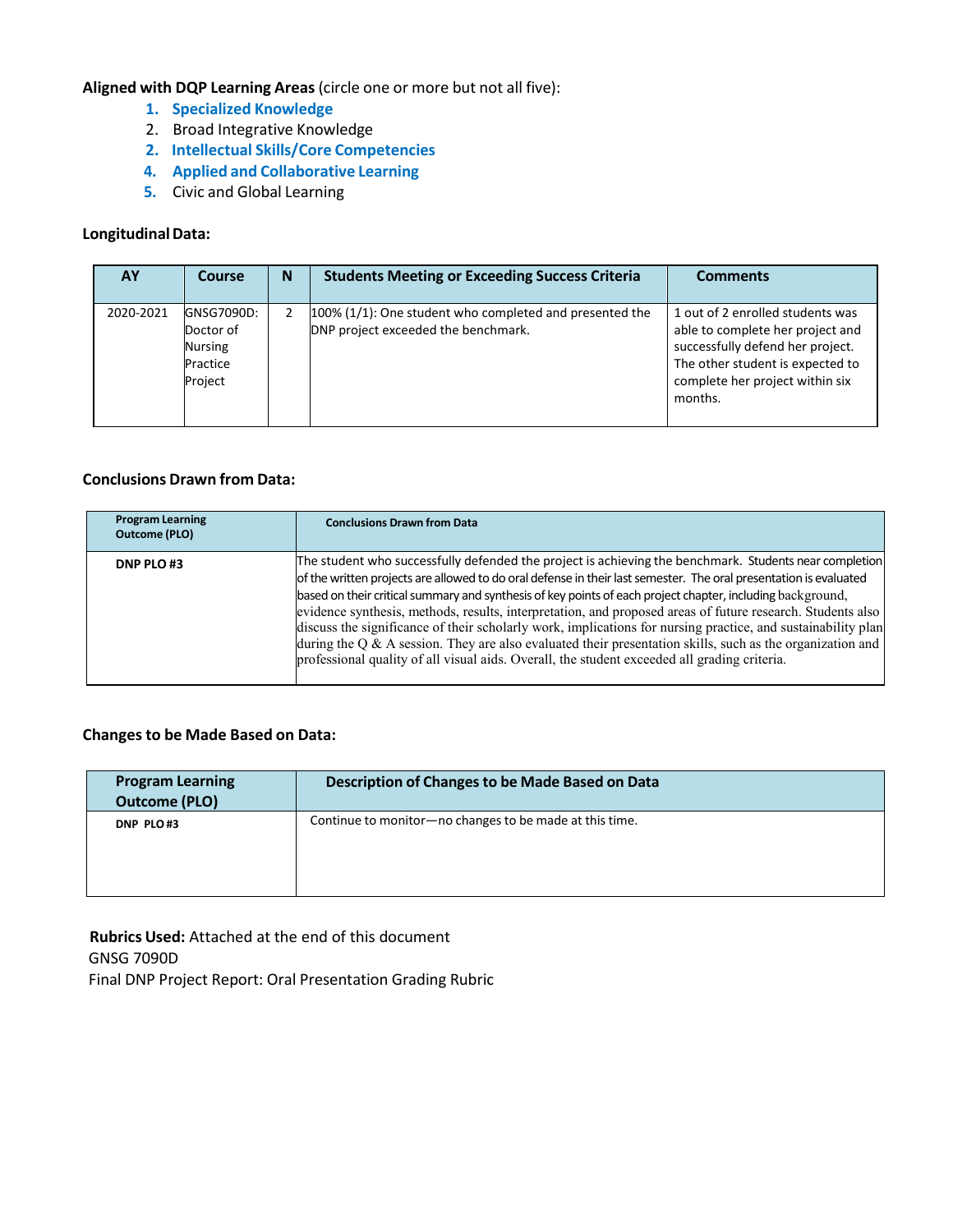**Aligned with DQP Learning Areas** (circle one or more but not all five):

1. **Specialized Knowledge**
2. Broad Integrative Knowledge
2. **Intellectual Skills/Core Competencies**
4. **Applied and Collaborative Learning**
5. Civic and Global Learning

**Longitudinal Data:**

| AY | Course | N | Students Meeting or Exceeding Success Criteria | Comments |
|---|---|---|---|---|
| 2020-2021 | GNSG7090D: Doctor of Nursing Practice Project | 2 | 100% (1/1): One student who completed and presented the DNP project exceeded the benchmark. | 1 out of 2 enrolled students was able to complete her project and successfully defend her project. The other student is expected to complete her project within six months. |

**Conclusions Drawn from Data:**

| Program Learning Outcome (PLO) | Conclusions Drawn from Data |
|---|---|
| DNP PLO #3 | The student who successfully defended the project is achieving the benchmark. Students near completion of the written projects are allowed to do oral defense in their last semester. The oral presentation is evaluated based on their critical summary and synthesis of key points of each project chapter, including background, evidence synthesis, methods, results, interpretation, and proposed areas of future research. Students also discuss the significance of their scholarly work, implications for nursing practice, and sustainability plan during the Q & A session. They are also evaluated their presentation skills, such as the organization and professional quality of all visual aids. Overall, the student exceeded all grading criteria. |

**Changes to be Made Based on Data:**

| Program Learning Outcome (PLO) | Description of Changes to be Made Based on Data |
|---|---|
| DNP PLO #3 | Continue to monitor—no changes to be made at this time. |

**Rubrics Used:** Attached at the end of this document
GNSG 7090D
Final DNP Project Report: Oral Presentation Grading Rubric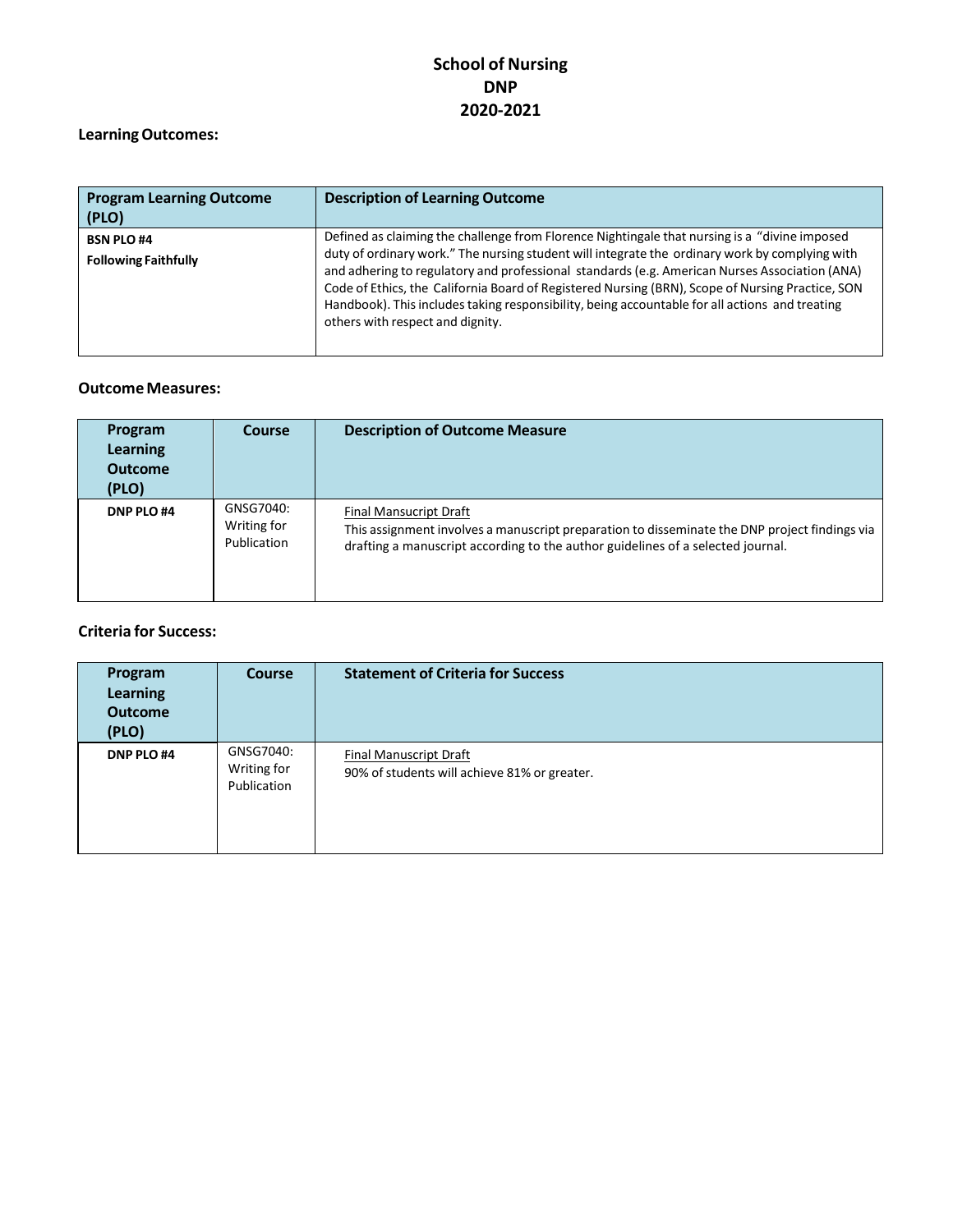# School of Nursing
# DNP
# 2020-2021

## Learning Outcomes:

| Program Learning Outcome (PLO) | Description of Learning Outcome |
|---|---|
| **BSN PLO #4**<br>**Following Faithfully** | Defined as claiming the challenge from Florence Nightingale that nursing is a "divine imposed duty of ordinary work." The nursing student will integrate the ordinary work by complying with and adhering to regulatory and professional standards (e.g. American Nurses Association (ANA) Code of Ethics, the California Board of Registered Nursing (BRN), Scope of Nursing Practice, SON Handbook). This includes taking responsibility, being accountable for all actions and treating others with respect and dignity. |

## Outcome Measures:

| Program Learning Outcome (PLO) | Course | Description of Outcome Measure |
|---|---|---|
| **DNP PLO #4** | GNSG7040: Writing for Publication | Final Mansucript Draft<br>This assignment involves a manuscript preparation to disseminate the DNP project findings via drafting a manuscript according to the author guidelines of a selected journal. |

## Criteria for Success:

| Program Learning Outcome (PLO) | Course | Statement of Criteria for Success |
|---|---|---|
| **DNP PLO #4** | GNSG7040: Writing for Publication | Final Manuscript Draft<br>90% of students will achieve 81% or greater. |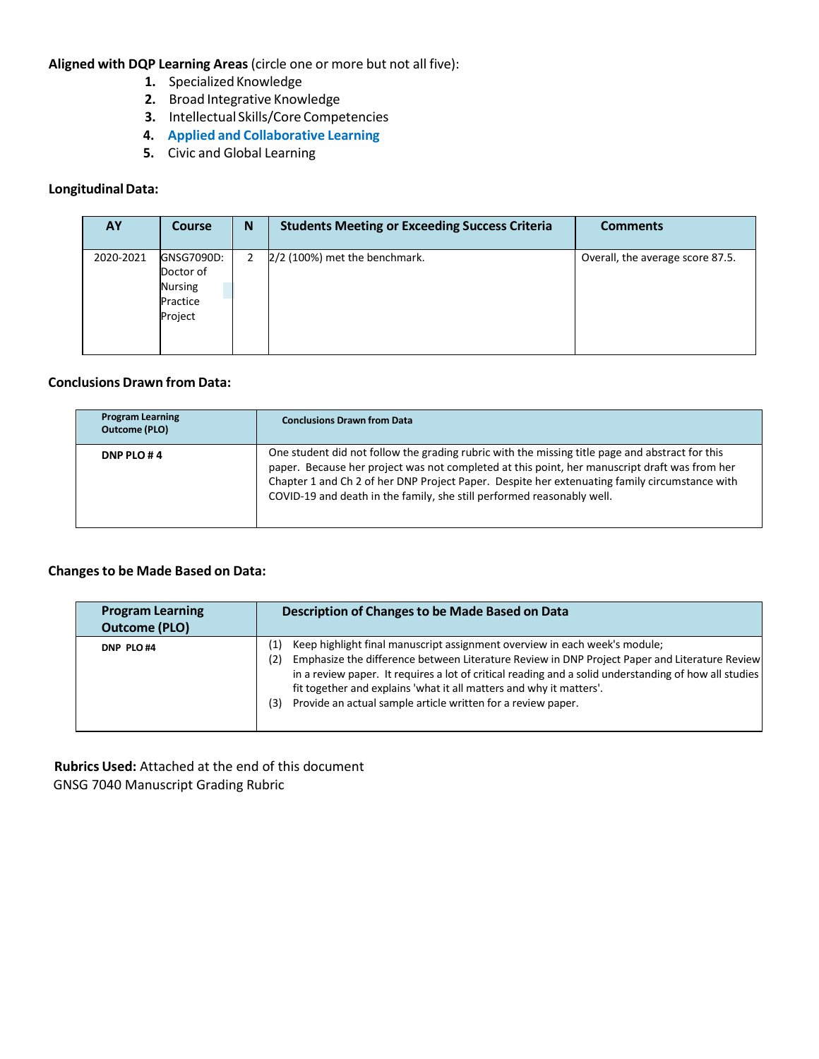**Aligned with DQP Learning Areas** (circle one or more but not all five):

1. Specialized Knowledge
2. Broad Integrative Knowledge
3. Intellectual Skills/Core Competencies
4. **Applied and Collaborative Learning**
5. Civic and Global Learning

**Longitudinal Data:**

| AY | Course | N | Students Meeting or Exceeding Success Criteria | Comments |
|---|---|---|---|---|
| 2020-2021 | GNSG7090D: Doctor of Nursing Practice Project | 2 | 2/2 (100%) met the benchmark. | Overall, the average score 87.5. |

**Conclusions Drawn from Data:**

| Program Learning Outcome (PLO) | Conclusions Drawn from Data |
|---|---|
| **DNP PLO # 4** | One student did not follow the grading rubric with the missing title page and abstract for this paper. Because her project was not completed at this point, her manuscript draft was from her Chapter 1 and Ch 2 of her DNP Project Paper. Despite her extenuating family circumstance with COVID-19 and death in the family, she still performed reasonably well. |

**Changes to be Made Based on Data:**

| Program Learning Outcome (PLO) | Description of Changes to be Made Based on Data |
|---|---|
| **DNP PLO #4** | (1) Keep highlight final manuscript assignment overview in each week's module; (2) Emphasize the difference between Literature Review in DNP Project Paper and Literature Review in a review paper. It requires a lot of critical reading and a solid understanding of how all studies fit together and explains 'what it all matters and why it matters'. (3) Provide an actual sample article written for a review paper. |

**Rubrics Used:** Attached at the end of this document
GNSG 7040 Manuscript Grading Rubric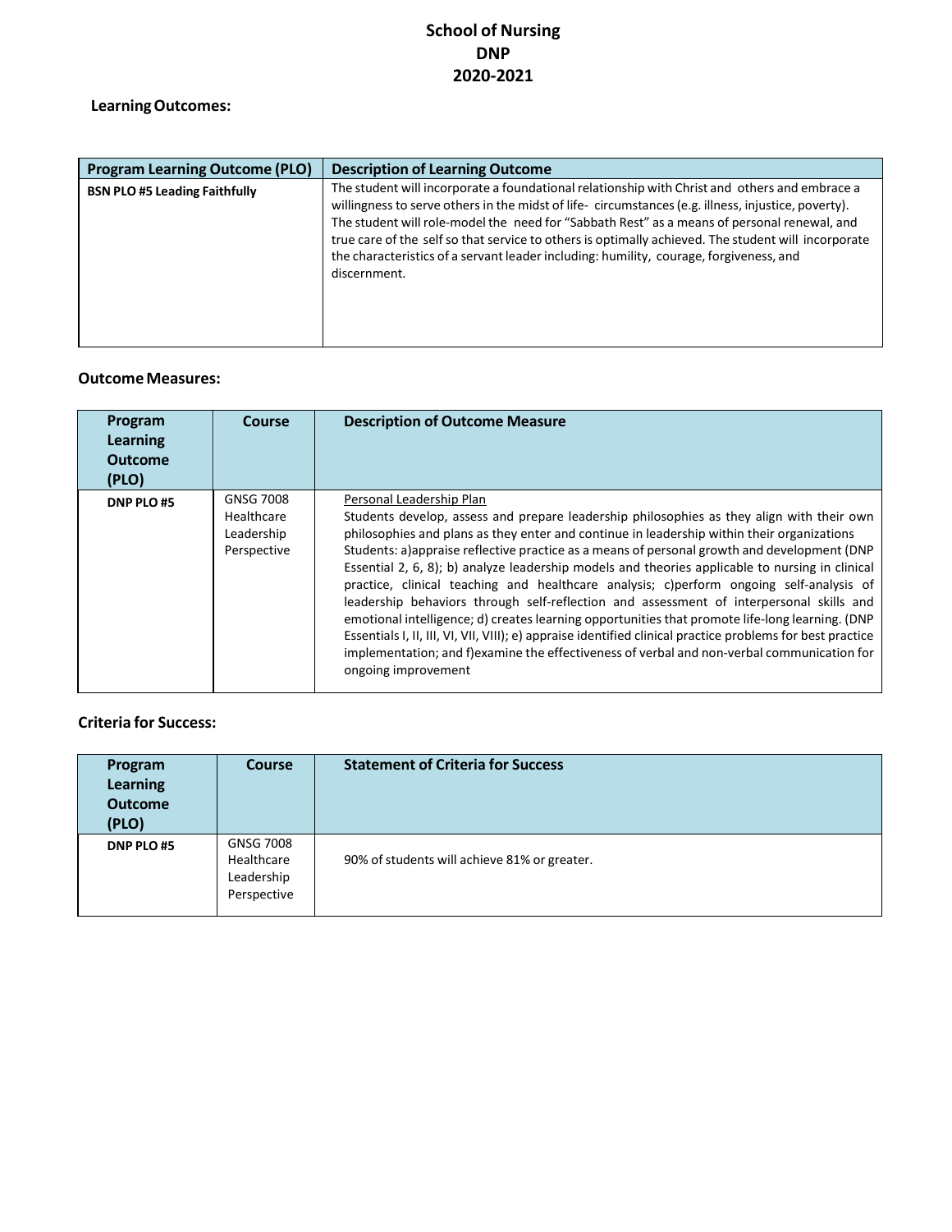# School of Nursing
# DNP
# 2020-2021

**Learning Outcomes:**

| Program Learning Outcome (PLO) | Description of Learning Outcome |
|---|---|
| **BSN PLO #5 Leading Faithfully** | The student will incorporate a foundational relationship with Christ and others and embrace a willingness to serve others in the midst of life- circumstances (e.g. illness, injustice, poverty). The student will role-model the need for "Sabbath Rest" as a means of personal renewal, and true care of the self so that service to others is optimally achieved. The student will incorporate the characteristics of a servant leader including: humility, courage, forgiveness, and discernment. |

**Outcome Measures:**

| Program Learning Outcome (PLO) | Course | Description of Outcome Measure |
|---|---|---|
| **DNP PLO #5** | GNSG 7008 Healthcare Leadership Perspective | Personal Leadership Plan<br>Students develop, assess and prepare leadership philosophies as they align with their own philosophies and plans as they enter and continue in leadership within their organizations Students: a)appraise reflective practice as a means of personal growth and development (DNP Essential 2, 6, 8); b) analyze leadership models and theories applicable to nursing in clinical practice, clinical teaching and healthcare analysis; c)perform ongoing self-analysis of leadership behaviors through self-reflection and assessment of interpersonal skills and emotional intelligence; d) creates learning opportunities that promote life-long learning. (DNP Essentials I, II, III, VI, VII, VIII); e) appraise identified clinical practice problems for best practice implementation; and f)examine the effectiveness of verbal and non-verbal communication for ongoing improvement |

**Criteria for Success:**

| Program Learning Outcome (PLO) | Course | Statement of Criteria for Success |
|---|---|---|
| **DNP PLO #5** | GNSG 7008 Healthcare Leadership Perspective | 90% of students will achieve 81% or greater. |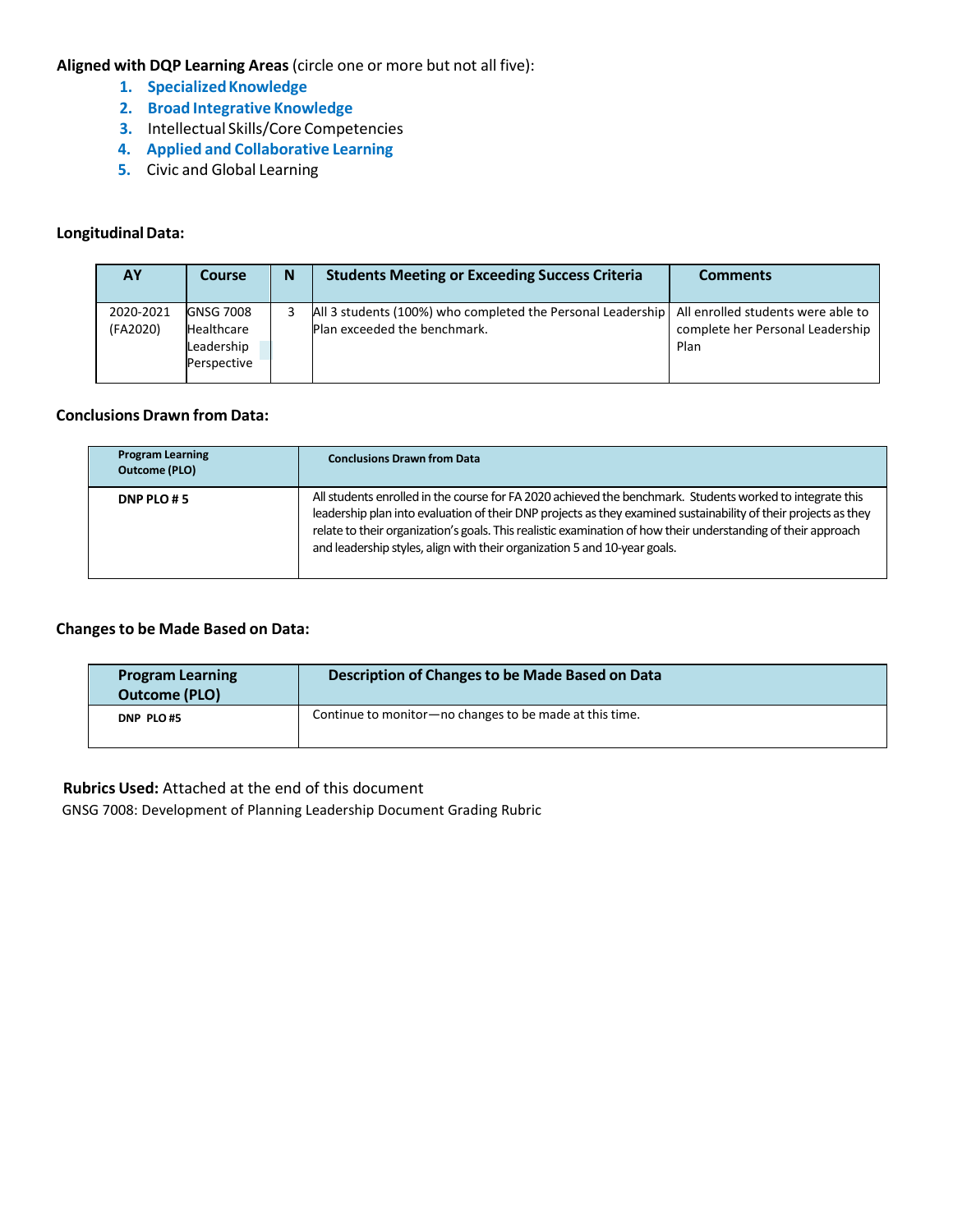**Aligned with DQP Learning Areas** (circle one or more but not all five):

1. **Specialized Knowledge**
2. **Broad Integrative Knowledge**
3. Intellectual Skills/Core Competencies
4. **Applied and Collaborative Learning**
5. Civic and Global Learning

**Longitudinal Data:**

| AY | Course | N | Students Meeting or Exceeding Success Criteria | Comments |
|---|---|---|---|---|
| 2020-2021 (FA2020) | GNSG 7008 Healthcare Leadership Perspective | 3 | All 3 students (100%) who completed the Personal Leadership Plan exceeded the benchmark. | All enrolled students were able to complete her Personal Leadership Plan |

**Conclusions Drawn from Data:**

| Program Learning Outcome (PLO) | Conclusions Drawn from Data |
|---|---|
| DNP PLO # 5 | All students enrolled in the course for FA 2020 achieved the benchmark. Students worked to integrate this leadership plan into evaluation of their DNP projects as they examined sustainability of their projects as they relate to their organization's goals. This realistic examination of how their understanding of their approach and leadership styles, align with their organization 5 and 10-year goals. |

**Changes to be Made Based on Data:**

| Program Learning Outcome (PLO) | Description of Changes to be Made Based on Data |
|---|---|
| DNP PLO #5 | Continue to monitor—no changes to be made at this time. |

**Rubrics Used:** Attached at the end of this document

GNSG 7008: Development of Planning Leadership Document Grading Rubric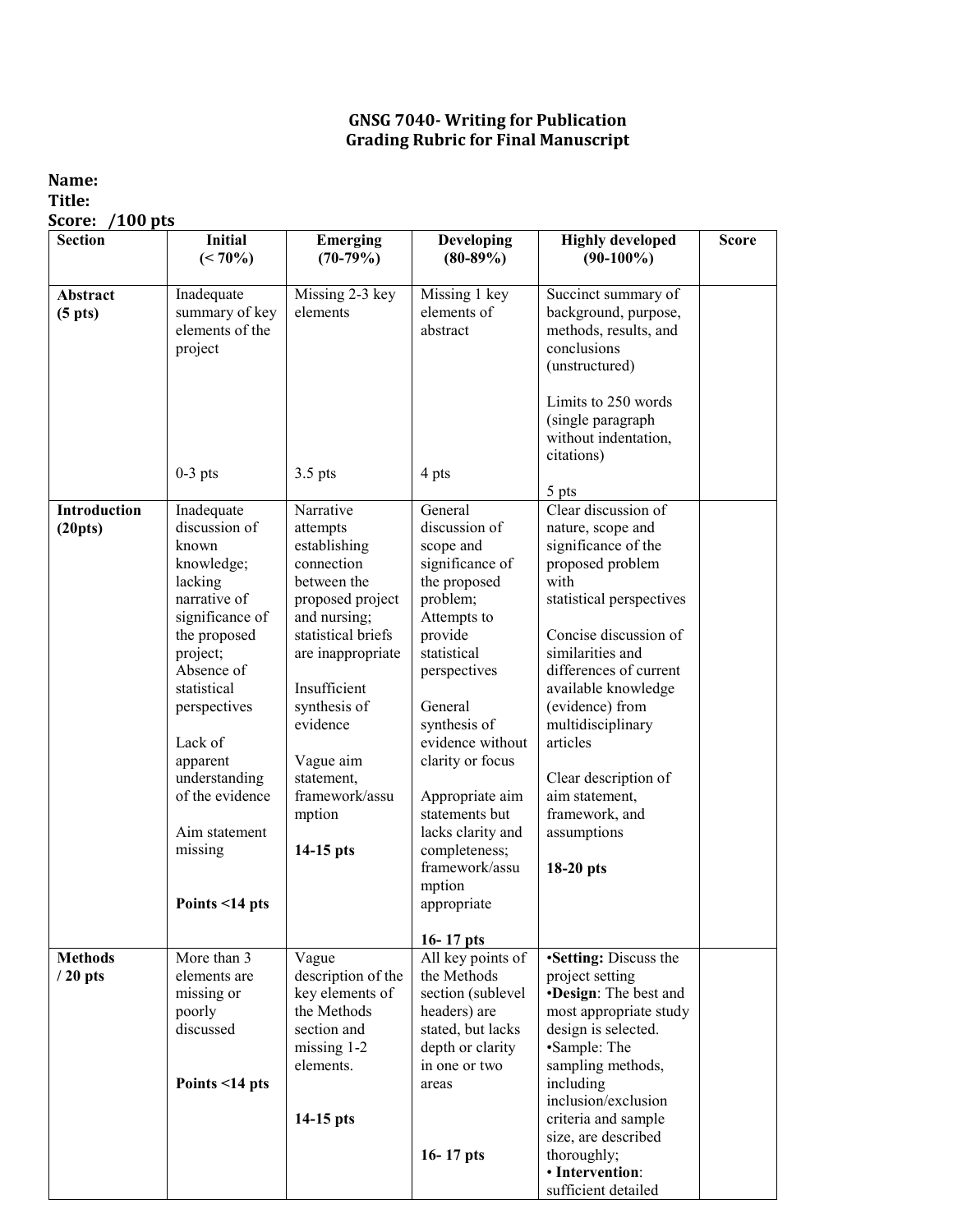**GNSG 7040- Writing for Publication**
**Grading Rubric for Final Manuscript**

**Name:**
**Title:**
**Score: /100 pts**

| Section | Initial (< 70%) | Emerging (70-79%) | Developing (80-89%) | Highly developed (90-100%) | Score |
|---|---|---|---|---|---|
| **Abstract (5 pts)** | Inadequate summary of key elements of the project<br><br>0-3 pts | Missing 2-3 key elements<br><br>3.5 pts | Missing 1 key elements of abstract<br><br>4 pts | Succinct summary of background, purpose, methods, results, and conclusions (unstructured)<br><br>Limits to 250 words (single paragraph without indentation, citations)<br><br>5 pts | |
| **Introduction (20pts)** | Inadequate discussion of known knowledge; lacking narrative of significance of the proposed project; Absence of statistical perspectives<br><br>Lack of apparent understanding of the evidence<br><br>Aim statement missing<br><br>**Points <14 pts** | Narrative attempts establishing connection between the proposed project and nursing; statistical briefs are inappropriate<br><br>Insufficient synthesis of evidence<br><br>Vague aim statement, framework/assumption<br><br>**14-15 pts** | General discussion of scope and significance of the proposed problem; Attempts to provide statistical perspectives<br><br>General synthesis of evidence without clarity or focus<br><br>Appropriate aim statements but lacks clarity and completeness; framework/assumption appropriate<br><br>**16- 17 pts** | Clear discussion of nature, scope and significance of the proposed problem with statistical perspectives<br><br>Concise discussion of similarities and differences of current available knowledge (evidence) from multidisciplinary articles<br><br>Clear description of aim statement, framework, and assumptions<br><br>**18-20 pts** | |
| **Methods / 20 pts** | More than 3 elements are missing or poorly discussed<br><br>**Points <14 pts** | Vague description of the key elements of the Methods section and missing 1-2 elements.<br><br>**14-15 pts** | All key points of the Methods section (sublevel headers) are stated, but lacks depth or clarity in one or two areas<br><br>**16- 17 pts** | •**Setting:** Discuss the project setting<br>•**Design**: The best and most appropriate study design is selected.<br>•Sample: The sampling methods, including inclusion/exclusion criteria and sample size, are described thoroughly;<br>• **Intervention**: sufficient detailed | |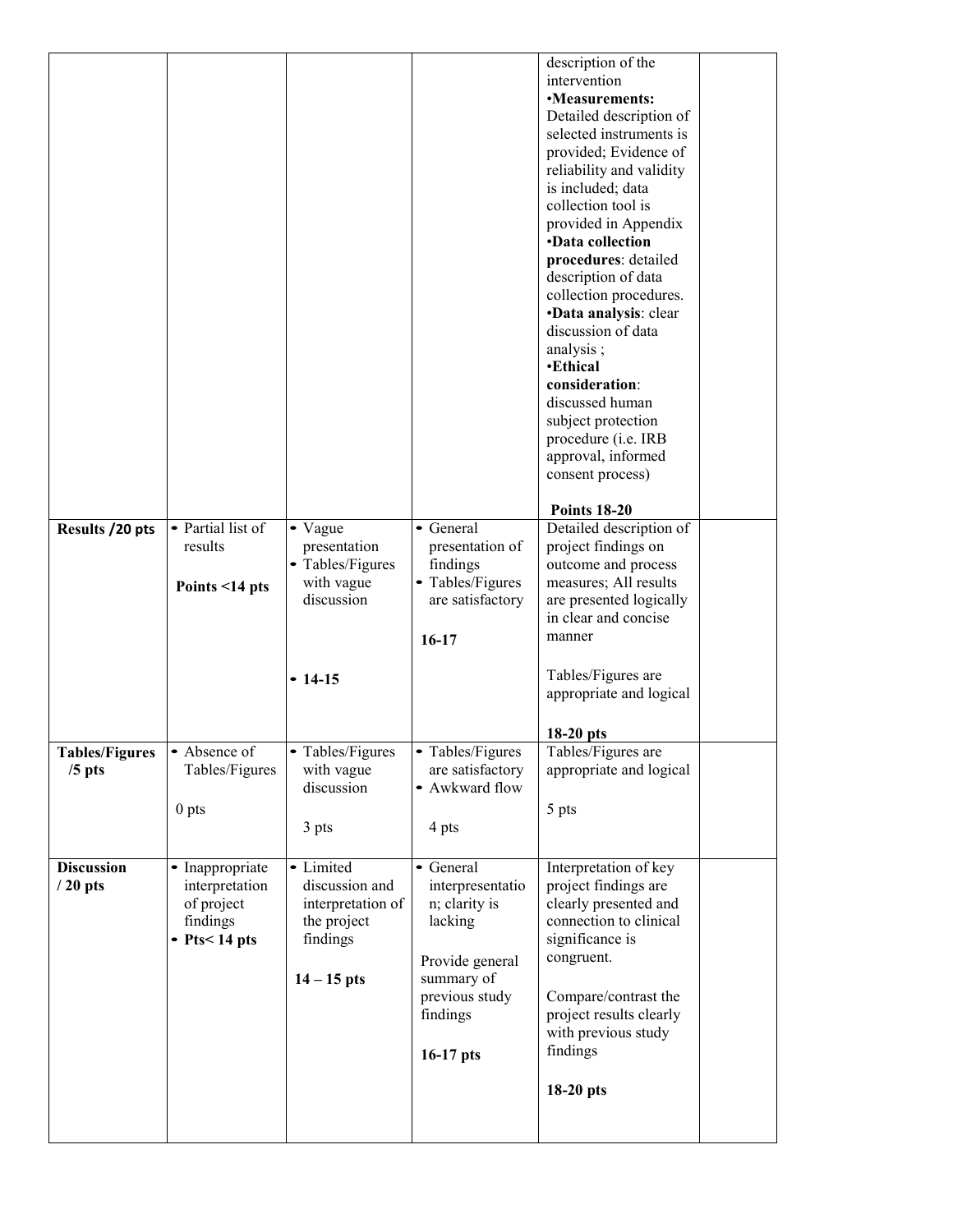| | | | | | |
|---|---|---|---|---|---|
| | | | | description of the intervention<br>•**Measurements:** Detailed description of selected instruments is provided; Evidence of reliability and validity is included; data collection tool is provided in Appendix<br>•**Data collection procedures**: detailed description of data collection procedures.<br>•**Data analysis**: clear discussion of data analysis ;<br>•**Ethical consideration**: discussed human subject protection procedure (i.e. IRB approval, informed consent process)<br><br>**Points 18-20** | |
| **Results /20 pts** | • Partial list of results<br><br>**Points <14 pts** | • Vague presentation<br>• Tables/Figures with vague discussion<br><br>• **14-15** | • General presentation of findings<br>• Tables/Figures are satisfactory<br><br>**16-17** | Detailed description of project findings on outcome and process measures; All results are presented logically in clear and concise manner<br><br>Tables/Figures are appropriate and logical<br><br>**18-20 pts** | |
| **Tables/Figures /5 pts** | • Absence of Tables/Figures<br><br>0 pts | • Tables/Figures with vague discussion<br><br>3 pts | • Tables/Figures are satisfactory<br>• Awkward flow<br><br>4 pts | Tables/Figures are appropriate and logical<br><br>5 pts | |
| **Discussion / 20 pts** | • Inappropriate interpretation of project findings<br>• **Pts< 14 pts** | • Limited discussion and interpretation of the project findings<br><br>**14 – 15 pts** | • General interpresentation; clarity is lacking<br><br>Provide general summary of previous study findings<br><br>**16-17 pts** | Interpretation of key project findings are clearly presented and connection to clinical significance is congruent.<br><br>Compare/contrast the project results clearly with previous study findings<br><br>**18-20 pts** | |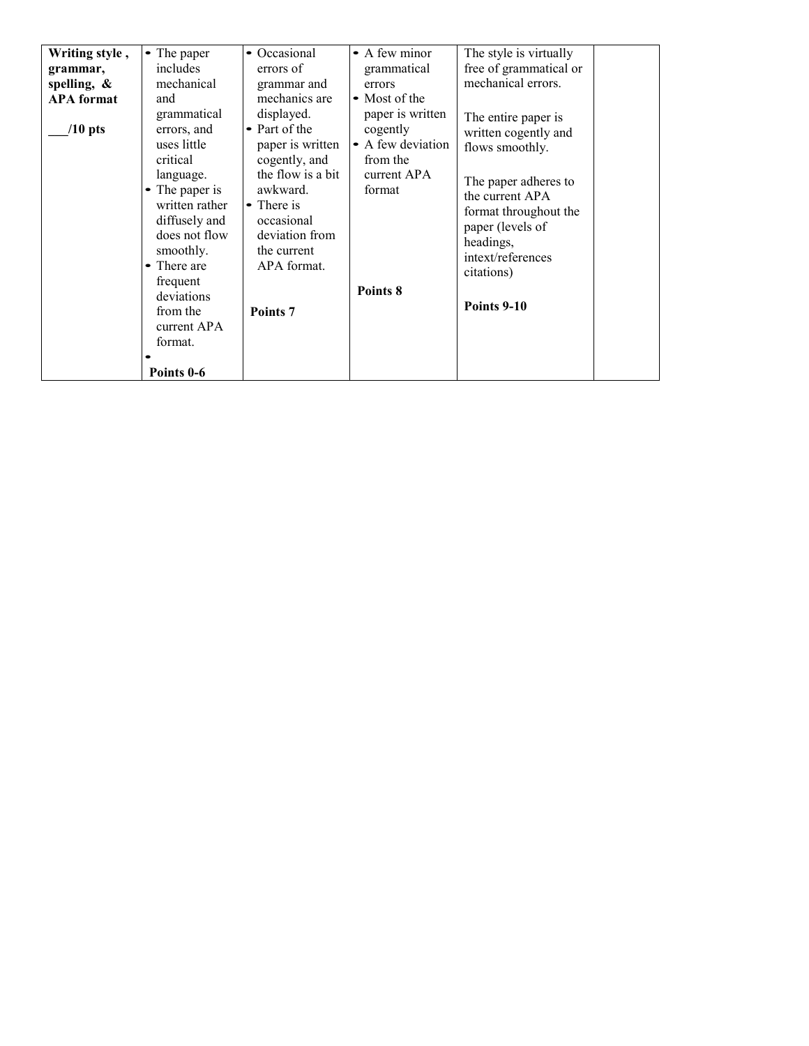| **Writing style , grammar, spelling, & APA format**<br><br>**___/10 pts** | • The paper includes mechanical and grammatical errors, and uses little critical language.<br>• The paper is written rather diffusely and does not flow smoothly.<br>• There are frequent deviations from the current APA format.<br>•<br>**Points 0-6** | • Occasional errors of grammar and mechanics are displayed.<br>• Part of the paper is written cogently, and the flow is a bit awkward.<br>• There is occasional deviation from the current APA format.<br><br>**Points 7** | • A few minor grammatical errors<br>• Most of the paper is written cogently<br>• A few deviation from the current APA format<br><br>**Points 8** | The style is virtually free of grammatical or mechanical errors.<br><br>The entire paper is written cogently and flows smoothly.<br><br>The paper adheres to the current APA format throughout the paper (levels of headings, intext/references citations)<br><br>**Points 9-10** | |
|---|---|---|---|---|---|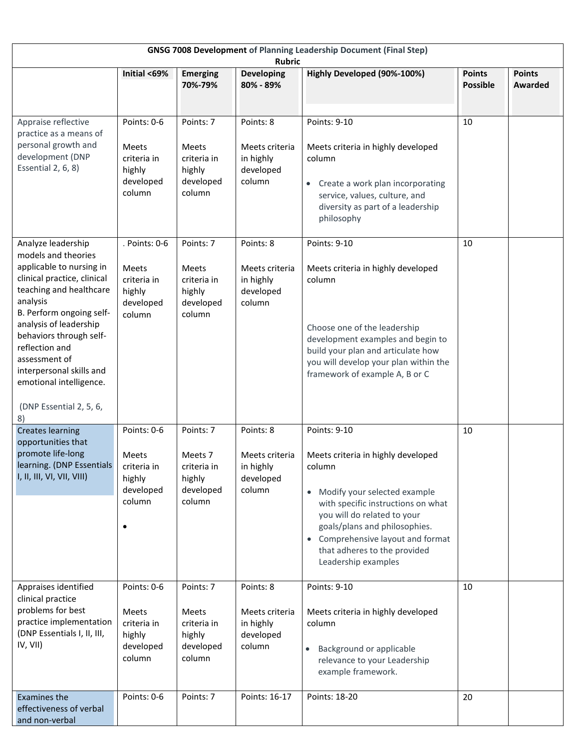| GNSG 7008 Development of Planning Leadership Document (Final Step) Rubric | | | | | | |
|---|---|---|---|---|---|---|
| | **Initial <69%** | **Emerging 70%-79%** | **Developing 80% - 89%** | **Highly Developed (90%-100%)** | **Points Possible** | **Points Awarded** |
| Appraise reflective practice as a means of personal growth and development (DNP Essential 2, 6, 8) | Points: 0-6<br><br>Meets criteria in highly developed column | Points: 7<br><br>Meets criteria in highly developed column | Points: 8<br><br>Meets criteria in highly developed column | Points: 9-10<br><br>Meets criteria in highly developed column<br><br>• Create a work plan incorporating service, values, culture, and diversity as part of a leadership philosophy | 10 | |
| Analyze leadership models and theories applicable to nursing in clinical practice, clinical teaching and healthcare analysis<br>B. Perform ongoing self-analysis of leadership behaviors through self-reflection and assessment of interpersonal skills and emotional intelligence.<br><br>(DNP Essential 2, 5, 6, 8) | . Points: 0-6<br><br>Meets criteria in highly developed column | Points: 7<br><br>Meets criteria in highly developed column | Points: 8<br><br>Meets criteria in highly developed column | Points: 9-10<br><br>Meets criteria in highly developed column<br><br>Choose one of the leadership development examples and begin to build your plan and articulate how you will develop your plan within the framework of example A, B or C | 10 | |
| Creates learning opportunities that promote life-long learning. (DNP Essentials I, II, III, VI, VII, VIII) | Points: 0-6<br><br>Meets criteria in highly developed column<br><br>• | Points: 7<br><br>Meets 7 criteria in highly developed column | Points: 8<br><br>Meets criteria in highly developed column | Points: 9-10<br><br>Meets criteria in highly developed column<br><br>• Modify your selected example with specific instructions on what you will do related to your goals/plans and philosophies.<br>• Comprehensive layout and format that adheres to the provided Leadership examples | 10 | |
| Appraises identified clinical practice problems for best practice implementation (DNP Essentials I, II, III, IV, VII) | Points: 0-6<br><br>Meets criteria in highly developed column | Points: 7<br><br>Meets criteria in highly developed column | Points: 8<br><br>Meets criteria in highly developed column | Points: 9-10<br><br>Meets criteria in highly developed column<br><br>• Background or applicable relevance to your Leadership example framework. | 10 | |
| Examines the effectiveness of verbal and non-verbal | Points: 0-6 | Points: 7 | Points: 16-17 | Points: 18-20 | 20 | |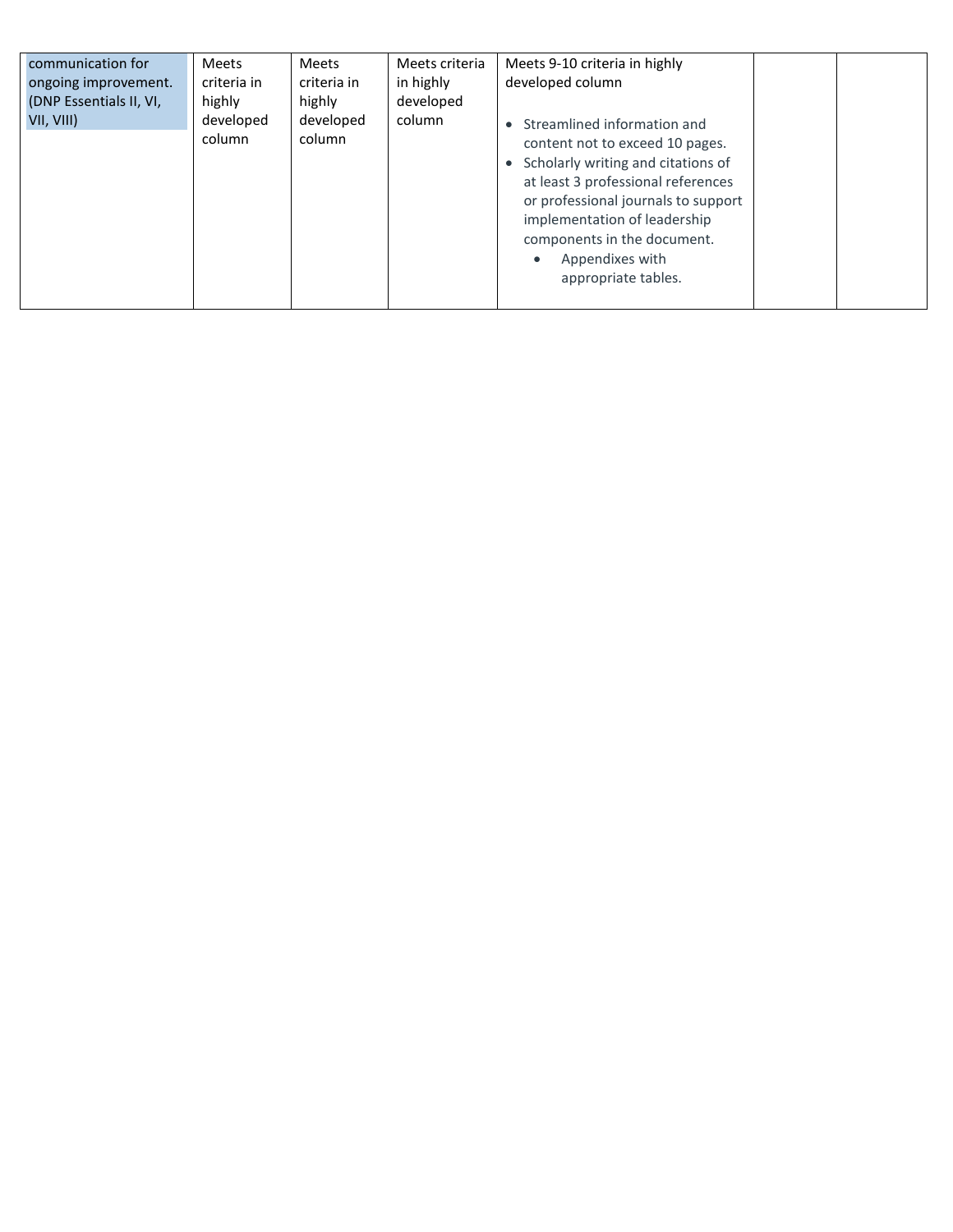| | | | | | | |
|---|---|---|---|---|---|---|
| communication for ongoing improvement. (DNP Essentials II, VI, VII, VIII) | Meets criteria in highly developed column | Meets criteria in highly developed column | Meets criteria in highly developed column | Meets 9-10 criteria in highly developed column<br><br>• Streamlined information and content not to exceed 10 pages.<br>• Scholarly writing and citations of at least 3 professional references or professional journals to support implementation of leadership components in the document.<br>&nbsp;&nbsp;&nbsp;&nbsp;• Appendixes with appropriate tables. | | |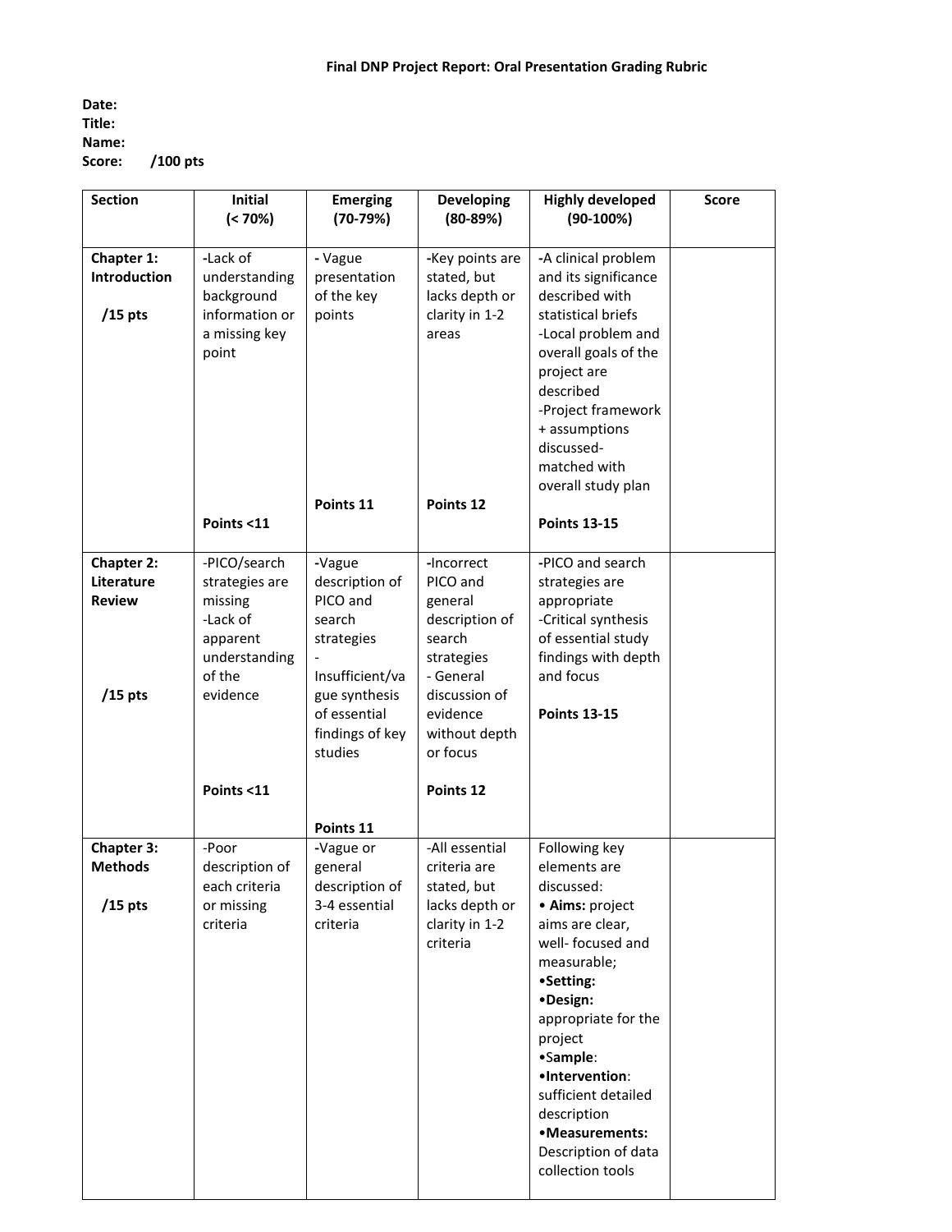**Final DNP Project Report: Oral Presentation Grading Rubric**

**Date:**
**Title:**
**Name:**
**Score: /100 pts**

| Section | Initial (< 70%) | Emerging (70-79%) | Developing (80-89%) | Highly developed (90-100%) | Score |
|---|---|---|---|---|---|
| **Chapter 1: Introduction** /15 pts | -Lack of understanding background information or a missing key point **Points <11** | - Vague presentation of the key points **Points 11** | -Key points are stated, but lacks depth or clarity in 1-2 areas **Points 12** | -A clinical problem and its significance described with statistical briefs -Local problem and overall goals of the project are described -Project framework + assumptions discussed- matched with overall study plan **Points 13-15** | |
| **Chapter 2: Literature Review** /15 pts | -PICO/search strategies are missing -Lack of apparent understanding of the evidence **Points <11** | -Vague description of PICO and search strategies - Insufficient/vague synthesis of essential findings of key studies **Points 11** | -Incorrect PICO and general description of search strategies - General discussion of evidence without depth or focus **Points 12** | -PICO and search strategies are appropriate -Critical synthesis of essential study findings with depth and focus **Points 13-15** | |
| **Chapter 3: Methods** /15 pts | -Poor description of each criteria or missing criteria | -Vague or general description of 3-4 essential criteria | -All essential criteria are stated, but lacks depth or clarity in 1-2 criteria | Following key elements are discussed: • **Aims:** project aims are clear, well- focused and measurable; •**Setting:** •**Design:** appropriate for the project •**Sample**: •**Intervention**: sufficient detailed description •**Measurements:** Description of data collection tools | |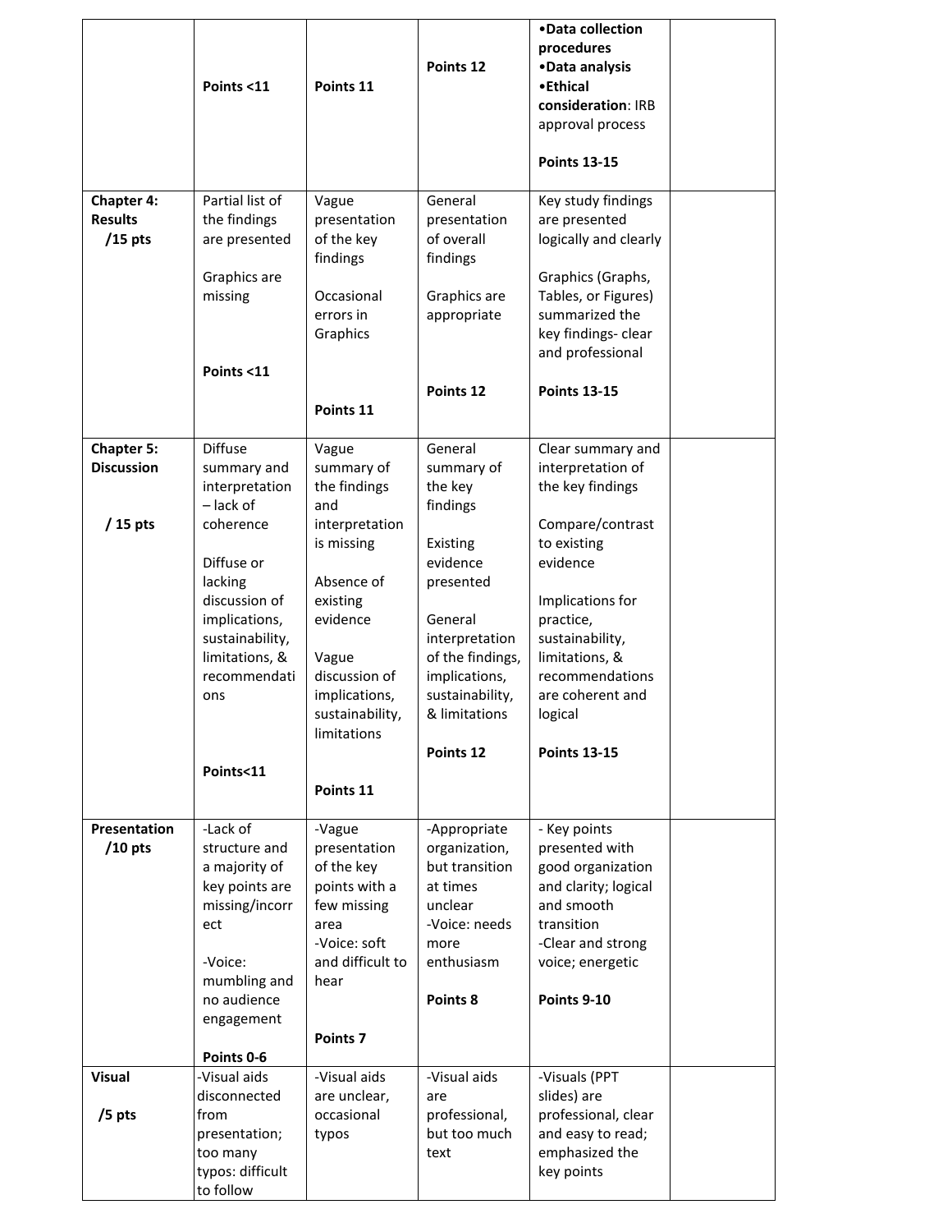| | | | | | |
|---|---|---|---|---|---|
| | **Points <11** | **Points 11** | **Points 12** | **•Data collection procedures**<br>**•Data analysis**<br>**•Ethical consideration**: IRB approval process<br><br>**Points 13-15** | |
| **Chapter 4: Results**<br>**/15 pts** | Partial list of the findings are presented<br><br>Graphics are missing<br><br>**Points <11** | Vague presentation of the key findings<br><br>Occasional errors in Graphics<br><br>**Points 11** | General presentation of overall findings<br><br>Graphics are appropriate<br><br>**Points 12** | Key study findings are presented logically and clearly<br><br>Graphics (Graphs, Tables, or Figures) summarized the key findings- clear and professional<br><br>**Points 13-15** | |
| **Chapter 5: Discussion**<br><br>**/ 15 pts** | Diffuse summary and interpretation – lack of coherence<br><br>Diffuse or lacking discussion of implications, sustainability, limitations, & recommendations<br><br>**Points<11** | Vague summary of the findings and interpretation is missing<br><br>Absence of existing evidence<br><br>Vague discussion of implications, sustainability, limitations<br><br>**Points 11** | General summary of the key findings<br><br>Existing evidence presented<br><br>General interpretation of the findings, implications, sustainability, & limitations<br><br>**Points 12** | Clear summary and interpretation of the key findings<br><br>Compare/contrast to existing evidence<br><br>Implications for practice, sustainability, limitations, & recommendations are coherent and logical<br><br>**Points 13-15** | |
| **Presentation**<br>**/10 pts** | -Lack of structure and a majority of key points are missing/incorrect<br><br>-Voice: mumbling and no audience engagement<br><br>**Points 0-6** | -Vague presentation of the key points with a few missing area<br>-Voice: soft and difficult to hear<br><br>**Points 7** | -Appropriate organization, but transition at times unclear<br>-Voice: needs more enthusiasm<br><br>**Points 8** | - Key points presented with good organization and clarity; logical and smooth transition<br>-Clear and strong voice; energetic<br><br>**Points 9-10** | |
| **Visual**<br><br>**/5 pts** | -Visual aids disconnected from presentation; too many typos: difficult to follow | -Visual aids are unclear, occasional typos | -Visual aids are professional, but too much text | -Visuals (PPT slides) are professional, clear and easy to read; emphasized the key points | |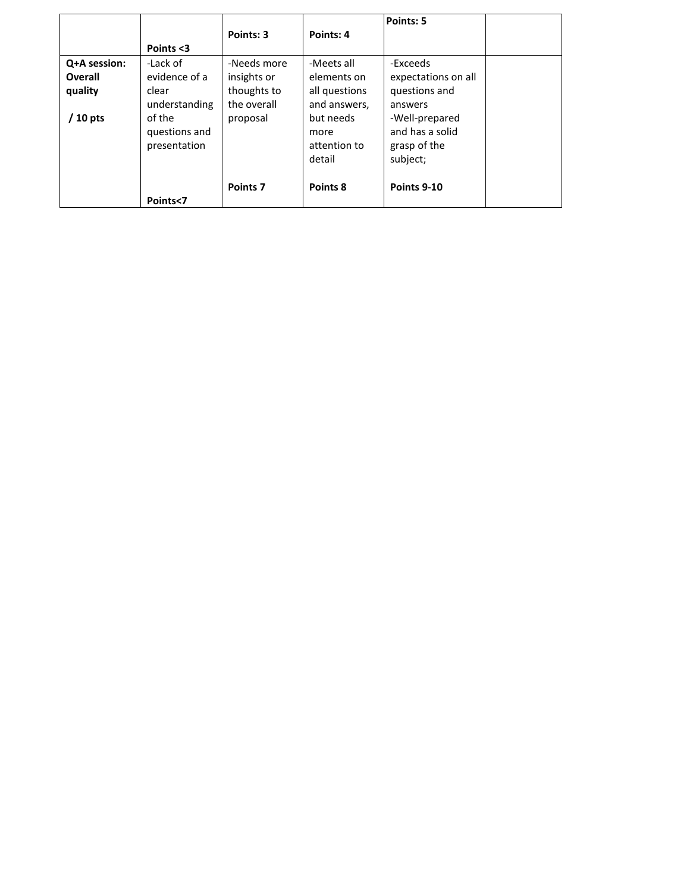|  | Points <3 | Points: 3 | Points: 4 | Points: 5 |  |
|---|---|---|---|---|---|
| **Q+A session: Overall quality**<br><br>**/ 10 pts** | -Lack of evidence of a clear understanding of the questions and presentation<br><br>**Points<7** | -Needs more insights or thoughts to the overall proposal<br><br>**Points 7** | -Meets all elements on all questions and answers, but needs more attention to detail<br><br>**Points 8** | -Exceeds expectations on all questions and answers<br>-Well-prepared and has a solid grasp of the subject;<br><br>**Points 9-10** |  |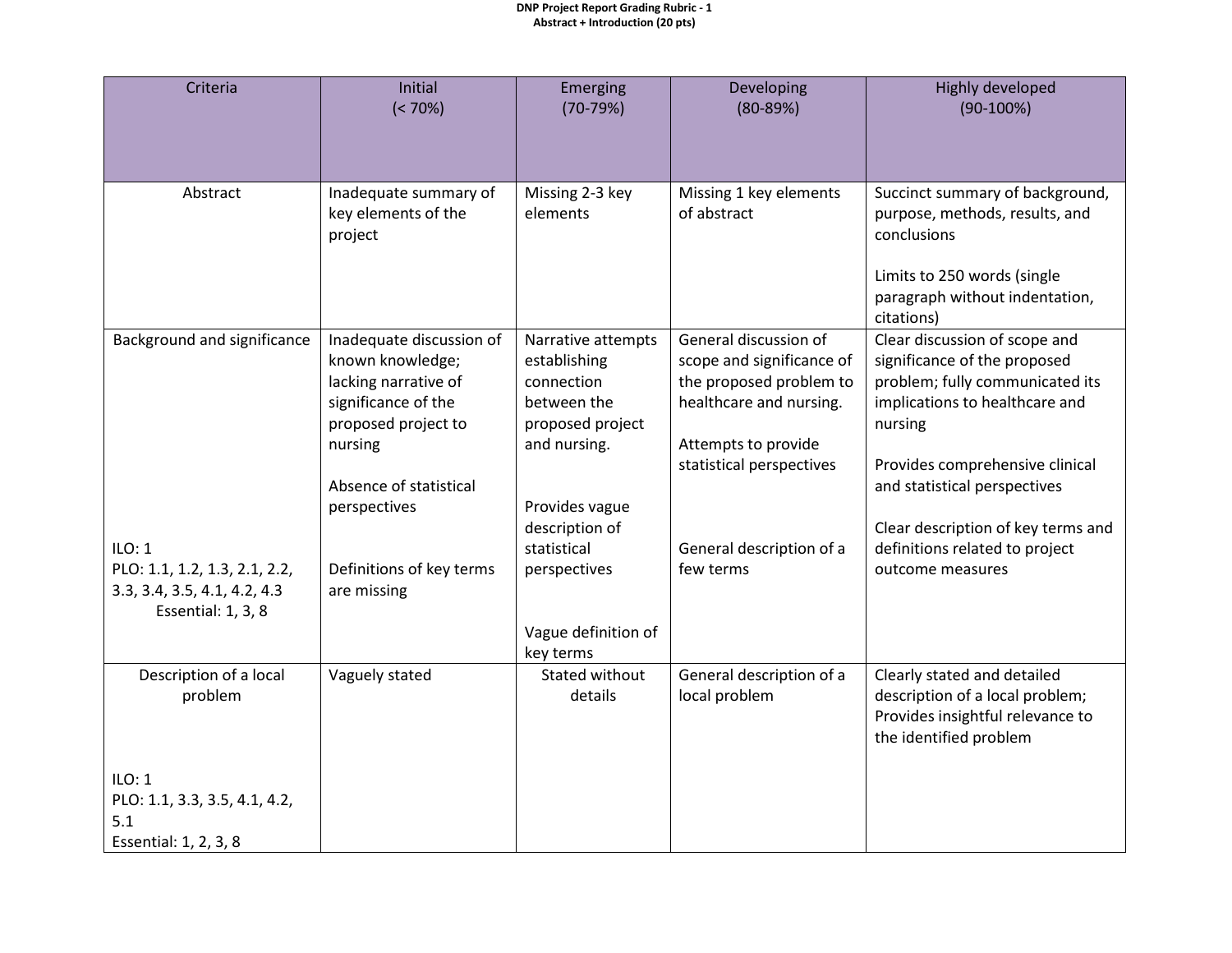**DNP Project Report Grading Rubric - 1**
**Abstract + Introduction (20 pts)**

| Criteria | Initial (< 70%) | Emerging (70-79%) | Developing (80-89%) | Highly developed (90-100%) |
|---|---|---|---|---|
| Abstract | Inadequate summary of key elements of the project | Missing 2-3 key elements | Missing 1 key elements of abstract | Succinct summary of background, purpose, methods, results, and conclusions<br><br>Limits to 250 words (single paragraph without indentation, citations) |
| Background and significance<br><br>ILO: 1<br>PLO: 1.1, 1.2, 1.3, 2.1, 2.2, 3.3, 3.4, 3.5, 4.1, 4.2, 4.3<br>Essential: 1, 3, 8 | Inadequate discussion of known knowledge; lacking narrative of significance of the proposed project to nursing<br><br>Absence of statistical perspectives<br><br>Definitions of key terms are missing | Narrative attempts establishing connection between the proposed project and nursing.<br><br>Provides vague description of statistical perspectives<br><br>Vague definition of key terms | General discussion of scope and significance of the proposed problem to healthcare and nursing.<br><br>Attempts to provide statistical perspectives<br><br>General description of a few terms | Clear discussion of scope and significance of the proposed problem; fully communicated its implications to healthcare and nursing<br><br>Provides comprehensive clinical and statistical perspectives<br><br>Clear description of key terms and definitions related to project outcome measures |
| Description of a local problem<br><br>ILO: 1<br>PLO: 1.1, 3.3, 3.5, 4.1, 4.2, 5.1<br>Essential: 1, 2, 3, 8 | Vaguely stated | Stated without details | General description of a local problem | Clearly stated and detailed description of a local problem; Provides insightful relevance to the identified problem |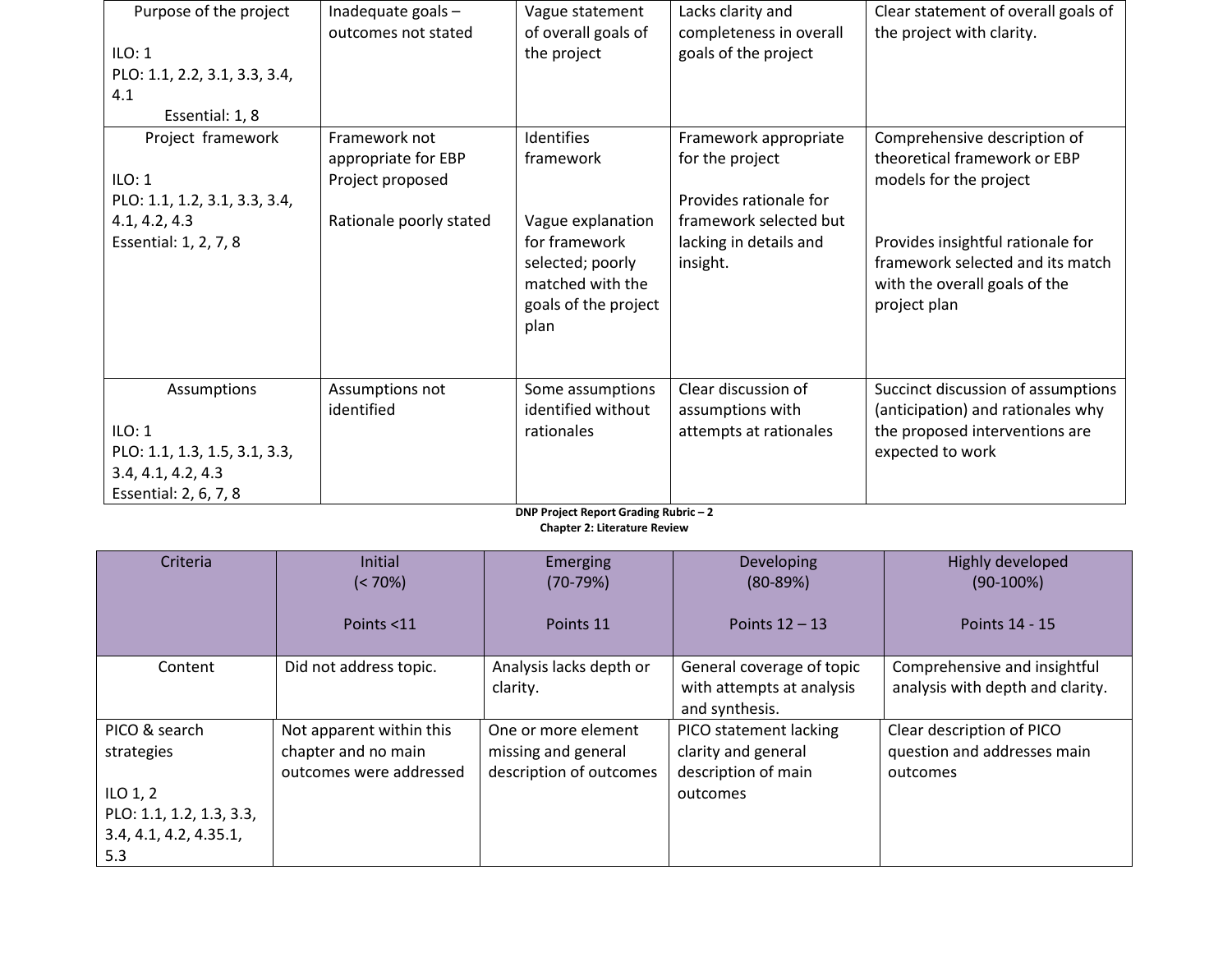| | | | | |
|---|---|---|---|---|
| Purpose of the project<br><br>ILO: 1<br>PLO: 1.1, 2.2, 3.1, 3.3, 3.4, 4.1<br>Essential: 1, 8 | Inadequate goals – outcomes not stated | Vague statement of overall goals of the project | Lacks clarity and completeness in overall goals of the project | Clear statement of overall goals of the project with clarity. |
| Project framework<br><br>ILO: 1<br>PLO: 1.1, 1.2, 3.1, 3.3, 3.4, 4.1, 4.2, 4.3<br>Essential: 1, 2, 7, 8 | Framework not appropriate for EBP Project proposed<br><br>Rationale poorly stated | Identifies framework<br><br>Vague explanation for framework selected; poorly matched with the goals of the project plan | Framework appropriate for the project<br><br>Provides rationale for framework selected but lacking in details and insight. | Comprehensive description of theoretical framework or EBP models for the project<br><br>Provides insightful rationale for framework selected and its match with the overall goals of the project plan |
| Assumptions<br><br>ILO: 1<br>PLO: 1.1, 1.3, 1.5, 3.1, 3.3, 3.4, 4.1, 4.2, 4.3<br>Essential: 2, 6, 7, 8 | Assumptions not identified | Some assumptions identified without rationales | Clear discussion of assumptions with attempts at rationales | Succinct discussion of assumptions (anticipation) and rationales why the proposed interventions are expected to work |

**DNP Project Report Grading Rubric – 2**
**Chapter 2: Literature Review**

| Criteria | Initial<br>(< 70%)<br><br>Points <11 | Emerging<br>(70-79%)<br><br>Points 11 | Developing<br>(80-89%)<br><br>Points 12 – 13 | Highly developed<br>(90-100%)<br><br>Points 14 - 15 |
|---|---|---|---|---|
| Content | Did not address topic. | Analysis lacks depth or clarity. | General coverage of topic with attempts at analysis and synthesis. | Comprehensive and insightful analysis with depth and clarity. |
| PICO & search strategies<br><br>ILO 1, 2<br>PLO: 1.1, 1.2, 1.3, 3.3, 3.4, 4.1, 4.2, 4.35.1, 5.3 | Not apparent within this chapter and no main outcomes were addressed | One or more element missing and general description of outcomes | PICO statement lacking clarity and general description of main outcomes | Clear description of PICO question and addresses main outcomes |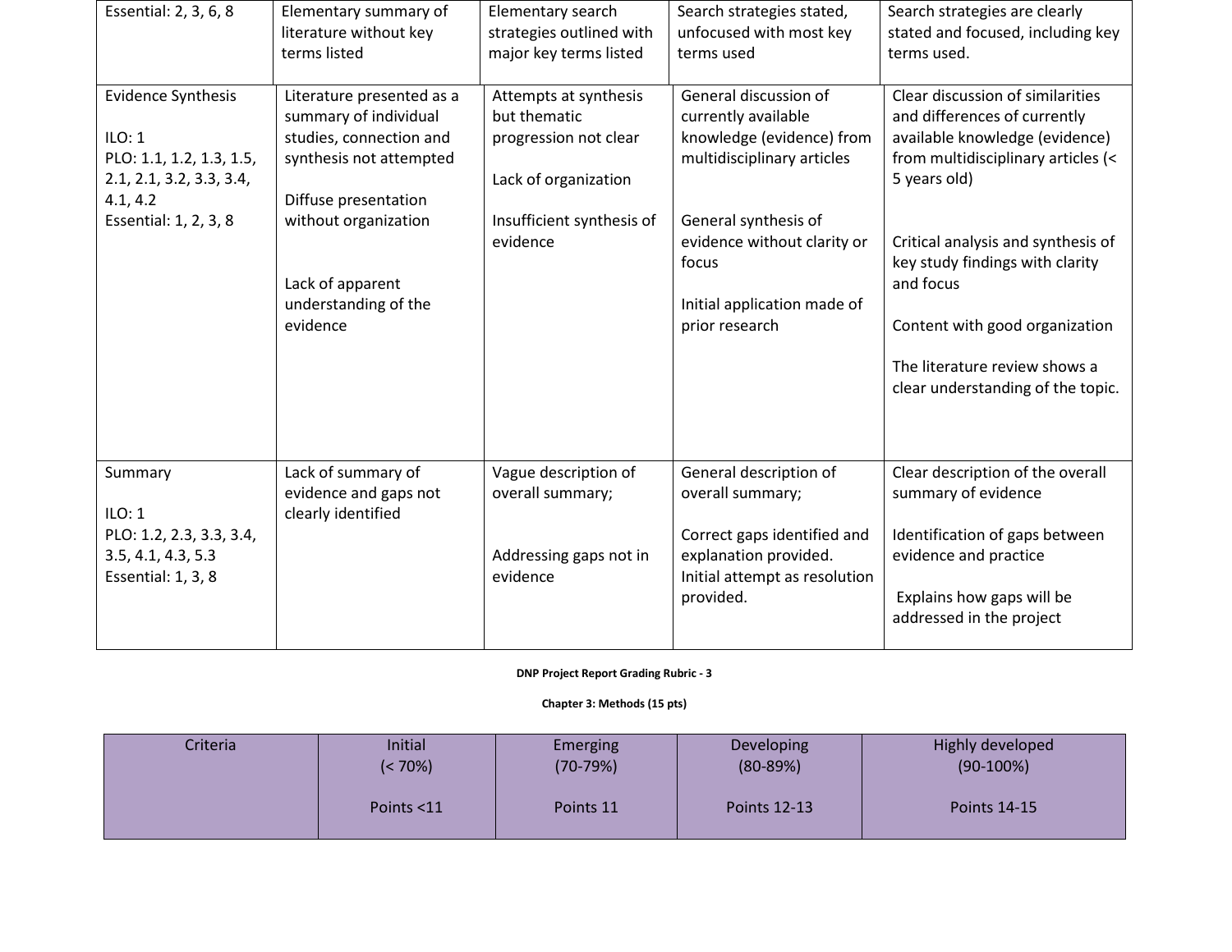| | | | | |
|---|---|---|---|---|
| Essential: 2, 3, 6, 8 | Elementary summary of literature without key terms listed | Elementary search strategies outlined with major key terms listed | Search strategies stated, unfocused with most key terms used | Search strategies are clearly stated and focused, including key terms used. |
| Evidence Synthesis<br><br>ILO: 1<br>PLO: 1.1, 1.2, 1.3, 1.5, 2.1, 2.1, 3.2, 3.3, 3.4, 4.1, 4.2<br>Essential: 1, 2, 3, 8 | Literature presented as a summary of individual studies, connection and synthesis not attempted<br><br>Diffuse presentation without organization<br><br>Lack of apparent understanding of the evidence | Attempts at synthesis but thematic progression not clear<br><br>Lack of organization<br><br>Insufficient synthesis of evidence | General discussion of currently available knowledge (evidence) from multidisciplinary articles<br><br>General synthesis of evidence without clarity or focus<br><br>Initial application made of prior research | Clear discussion of similarities and differences of currently available knowledge (evidence) from multidisciplinary articles (< 5 years old)<br><br>Critical analysis and synthesis of key study findings with clarity and focus<br><br>Content with good organization<br><br>The literature review shows a clear understanding of the topic. |
| Summary<br><br>ILO: 1<br>PLO: 1.2, 2.3, 3.3, 3.4, 3.5, 4.1, 4.3, 5.3<br>Essential: 1, 3, 8 | Lack of summary of evidence and gaps not clearly identified | Vague description of overall summary;<br><br>Addressing gaps not in evidence | General description of overall summary;<br><br>Correct gaps identified and explanation provided. Initial attempt as resolution provided. | Clear description of the overall summary of evidence<br><br>Identification of gaps between evidence and practice<br><br>Explains how gaps will be addressed in the project |

**DNP Project Report Grading Rubric - 3**

**Chapter 3: Methods (15 pts)**

| Criteria | Initial<br>(< 70%)<br><br>Points <11 | Emerging<br>(70-79%)<br><br>Points 11 | Developing<br>(80-89%)<br><br>Points 12-13 | Highly developed<br>(90-100%)<br><br>Points 14-15 |
|---|---|---|---|---|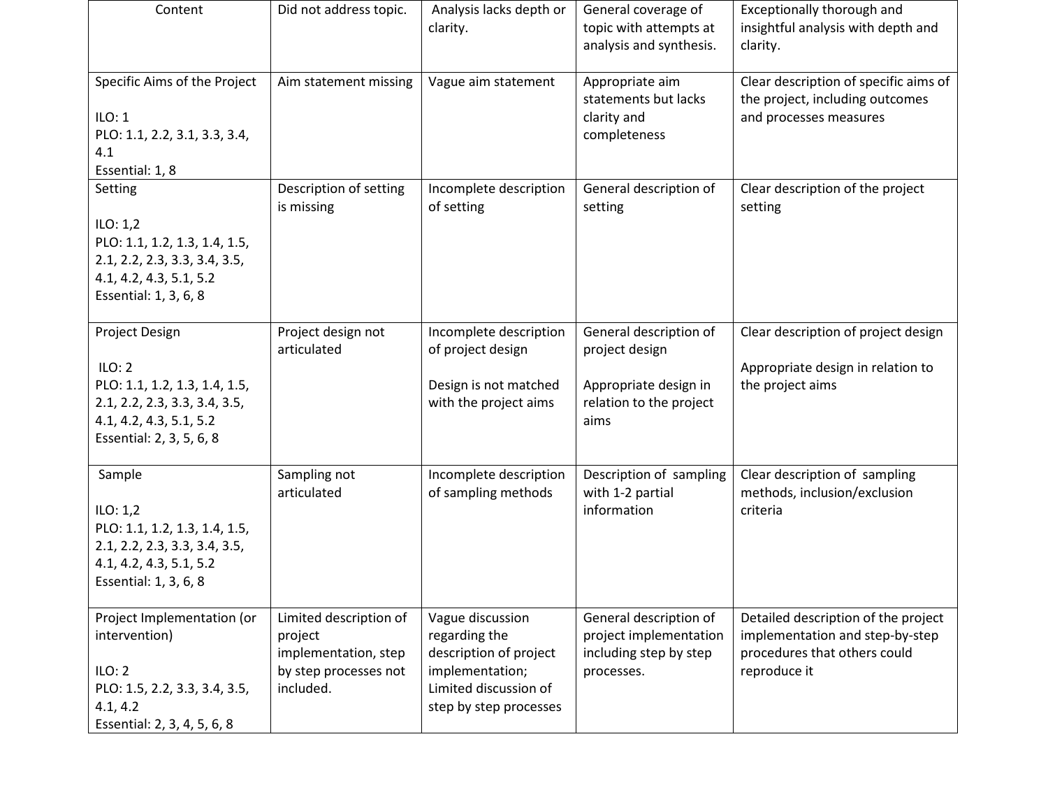| Content | Did not address topic. | Analysis lacks depth or clarity. | General coverage of topic with attempts at analysis and synthesis. | Exceptionally thorough and insightful analysis with depth and clarity. |
| --- | --- | --- | --- | --- |
| Specific Aims of the Project<br><br>ILO: 1<br>PLO: 1.1, 2.2, 3.1, 3.3, 3.4, 4.1<br>Essential: 1, 8 | Aim statement missing | Vague aim statement | Appropriate aim statements but lacks clarity and completeness | Clear description of specific aims of the project, including outcomes and processes measures |
| Setting<br><br>ILO: 1,2<br>PLO: 1.1, 1.2, 1.3, 1.4, 1.5, 2.1, 2.2, 2.3, 3.3, 3.4, 3.5, 4.1, 4.2, 4.3, 5.1, 5.2<br>Essential: 1, 3, 6, 8 | Description of setting is missing | Incomplete description of setting | General description of setting | Clear description of the project setting |
| Project Design<br><br>ILO: 2<br>PLO: 1.1, 1.2, 1.3, 1.4, 1.5, 2.1, 2.2, 2.3, 3.3, 3.4, 3.5, 4.1, 4.2, 4.3, 5.1, 5.2<br>Essential: 2, 3, 5, 6, 8 | Project design not articulated | Incomplete description of project design<br><br>Design is not matched with the project aims | General description of project design<br><br>Appropriate design in relation to the project aims | Clear description of project design<br><br>Appropriate design in relation to the project aims |
| Sample<br><br>ILO: 1,2<br>PLO: 1.1, 1.2, 1.3, 1.4, 1.5, 2.1, 2.2, 2.3, 3.3, 3.4, 3.5, 4.1, 4.2, 4.3, 5.1, 5.2<br>Essential: 1, 3, 6, 8 | Sampling not articulated | Incomplete description of sampling methods | Description of sampling with 1-2 partial information | Clear description of sampling methods, inclusion/exclusion criteria |
| Project Implementation (or intervention)<br><br>ILO: 2<br>PLO: 1.5, 2.2, 3.3, 3.4, 3.5, 4.1, 4.2<br>Essential: 2, 3, 4, 5, 6, 8 | Limited description of project implementation, step by step processes not included. | Vague discussion regarding the description of project implementation;<br>Limited discussion of step by step processes | General description of project implementation including step by step processes. | Detailed description of the project implementation and step-by-step procedures that others could reproduce it |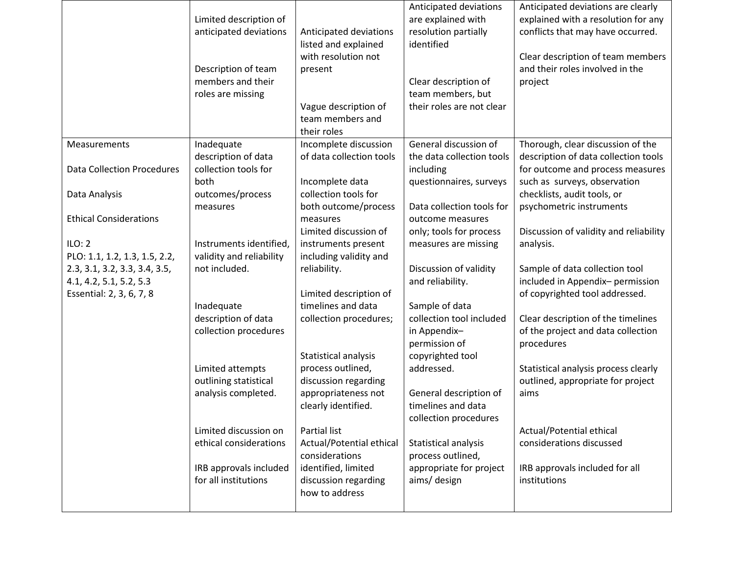| | | | | |
|---|---|---|---|---|
| | Limited description of anticipated deviations<br><br>Description of team members and their roles are missing | Anticipated deviations listed and explained with resolution not present<br><br>Vague description of team members and their roles | Anticipated deviations are explained with resolution partially identified<br><br>Clear description of team members, but their roles are not clear | Anticipated deviations are clearly explained with a resolution for any conflicts that may have occurred.<br><br>Clear description of team members and their roles involved in the project |
| Measurements<br><br>Data Collection Procedures<br><br>Data Analysis<br><br>Ethical Considerations<br><br>ILO: 2<br>PLO: 1.1, 1.2, 1.3, 1.5, 2.2, 2.3, 3.1, 3.2, 3.3, 3.4, 3.5, 4.1, 4.2, 5.1, 5.2, 5.3<br>Essential: 2, 3, 6, 7, 8 | Inadequate description of data collection tools for both outcomes/process measures<br><br>Instruments identified, validity and reliability not included.<br><br>Inadequate description of data collection procedures<br><br>Limited attempts outlining statistical analysis completed.<br><br>Limited discussion on ethical considerations<br><br>IRB approvals included for all institutions | Incomplete discussion of data collection tools<br><br>Incomplete data collection tools for both outcome/process measures<br>Limited discussion of instruments present including validity and reliability.<br><br>Limited description of timelines and data collection procedures;<br><br>Statistical analysis process outlined, discussion regarding appropriateness not clearly identified.<br><br>Partial list Actual/Potential ethical considerations identified, limited discussion regarding how to address | General discussion of the data collection tools including questionnaires, surveys<br><br>Data collection tools for outcome measures only; tools for process measures are missing<br><br>Discussion of validity and reliability.<br><br>Sample of data collection tool included in Appendix– permission of copyrighted tool addressed.<br><br>General description of timelines and data collection procedures<br><br>Statistical analysis process outlined, appropriate for project aims/ design | Thorough, clear discussion of the description of data collection tools for outcome and process measures such as surveys, observation checklists, audit tools, or psychometric instruments<br><br>Discussion of validity and reliability analysis.<br><br>Sample of data collection tool included in Appendix– permission of copyrighted tool addressed.<br><br>Clear description of the timelines of the project and data collection procedures<br><br>Statistical analysis process clearly outlined, appropriate for project aims<br><br>Actual/Potential ethical considerations discussed<br><br>IRB approvals included for all institutions |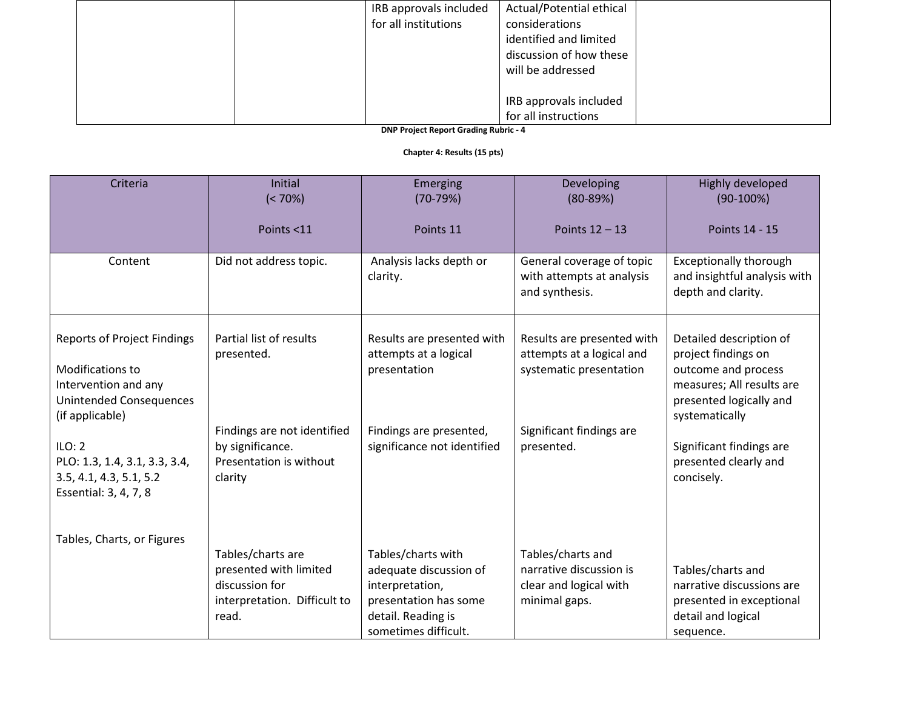| | | | | |
|---|---|---|---|---|
| | | IRB approvals included for all institutions | Actual/Potential ethical considerations identified and limited discussion of how these will be addressed<br><br>IRB approvals included for all instructions | |

**DNP Project Report Grading Rubric - 4**

**Chapter 4: Results (15 pts)**

| Criteria | Initial (< 70%)<br><br>Points <11 | Emerging (70-79%)<br><br>Points 11 | Developing (80-89%)<br><br>Points 12 – 13 | Highly developed (90-100%)<br><br>Points 14 - 15 |
|---|---|---|---|---|
| Content | Did not address topic. | Analysis lacks depth or clarity. | General coverage of topic with attempts at analysis and synthesis. | Exceptionally thorough and insightful analysis with depth and clarity. |
| Reports of Project Findings<br><br>Modifications to Intervention and any Unintended Consequences (if applicable)<br><br>ILO: 2<br>PLO: 1.3, 1.4, 3.1, 3.3, 3.4, 3.5, 4.1, 4.3, 5.1, 5.2<br>Essential: 3, 4, 7, 8<br><br>Tables, Charts, or Figures | Partial list of results presented.<br><br>Findings are not identified by significance. Presentation is without clarity<br><br>Tables/charts are presented with limited discussion for interpretation. Difficult to read. | Results are presented with attempts at a logical presentation<br><br>Findings are presented, significance not identified<br><br>Tables/charts with adequate discussion of interpretation, presentation has some detail. Reading is sometimes difficult. | Results are presented with attempts at a logical and systematic presentation<br><br>Significant findings are presented.<br><br>Tables/charts and narrative discussion is clear and logical with minimal gaps. | Detailed description of project findings on outcome and process measures; All results are presented logically and systematically<br><br>Significant findings are presented clearly and concisely.<br><br>Tables/charts and narrative discussions are presented in exceptional detail and logical sequence. |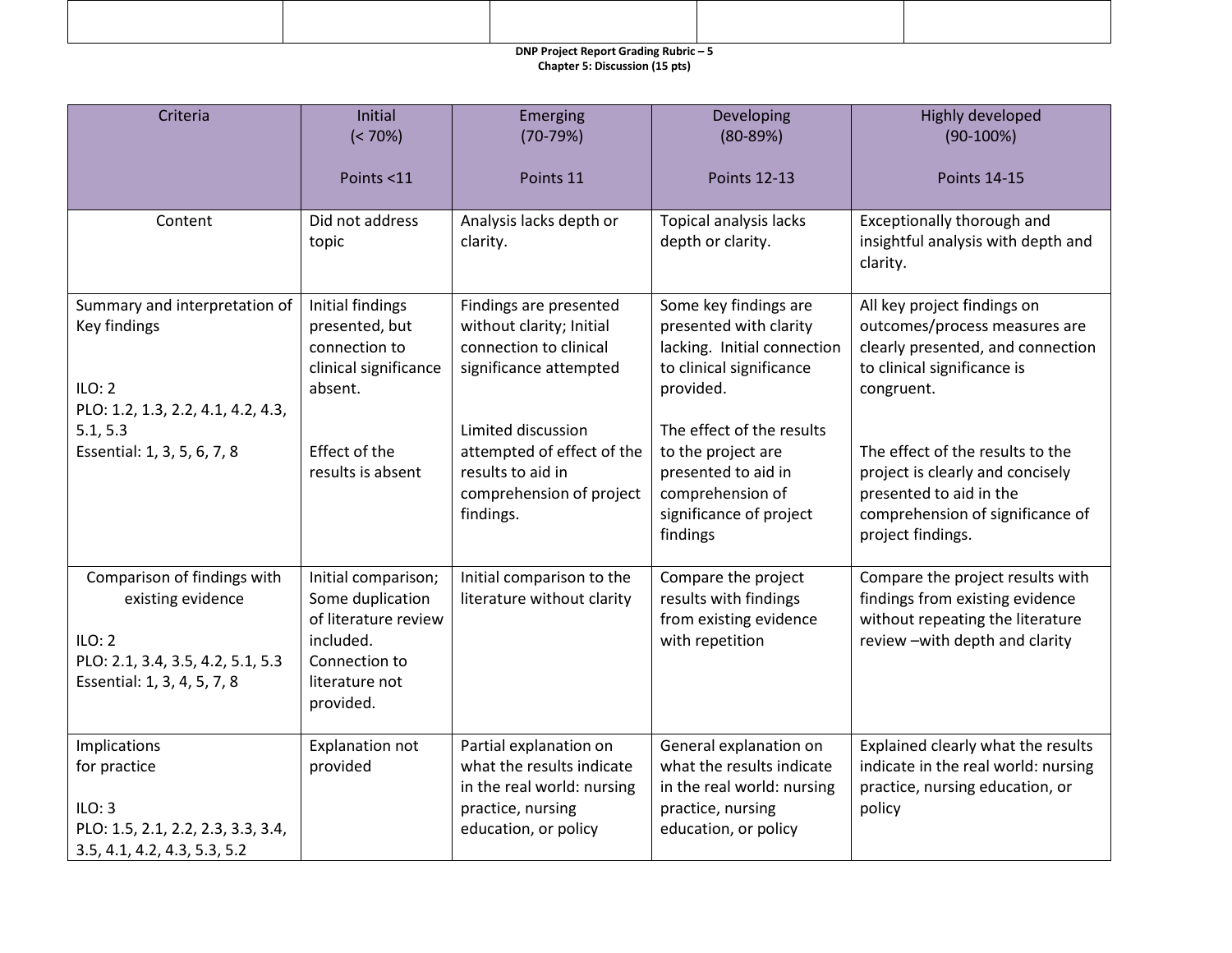| | | | | |
|---|---|---|---|---|
| | | | | |

**DNP Project Report Grading Rubric – 5**
**Chapter 5: Discussion (15 pts)**

| Criteria | Initial (< 70%) Points <11 | Emerging (70-79%) Points 11 | Developing (80-89%) Points 12-13 | Highly developed (90-100%) Points 14-15 |
|---|---|---|---|---|
| Content | Did not address topic | Analysis lacks depth or clarity. | Topical analysis lacks depth or clarity. | Exceptionally thorough and insightful analysis with depth and clarity. |
| Summary and interpretation of Key findings<br><br>ILO: 2<br>PLO: 1.2, 1.3, 2.2, 4.1, 4.2, 4.3, 5.1, 5.3<br>Essential: 1, 3, 5, 6, 7, 8 | Initial findings presented, but connection to clinical significance absent.<br><br>Effect of the results is absent | Findings are presented without clarity; Initial connection to clinical significance attempted<br><br>Limited discussion attempted of effect of the results to aid in comprehension of project findings. | Some key findings are presented with clarity lacking. Initial connection to clinical significance provided.<br><br>The effect of the results to the project are presented to aid in comprehension of significance of project findings | All key project findings on outcomes/process measures are clearly presented, and connection to clinical significance is congruent.<br><br>The effect of the results to the project is clearly and concisely presented to aid in the comprehension of significance of project findings. |
| Comparison of findings with existing evidence<br><br>ILO: 2<br>PLO: 2.1, 3.4, 3.5, 4.2, 5.1, 5.3<br>Essential: 1, 3, 4, 5, 7, 8 | Initial comparison; Some duplication of literature review included. Connection to literature not provided. | Initial comparison to the literature without clarity | Compare the project results with findings from existing evidence with repetition | Compare the project results with findings from existing evidence without repeating the literature review –with depth and clarity |
| Implications for practice<br><br>ILO: 3<br>PLO: 1.5, 2.1, 2.2, 2.3, 3.3, 3.4, 3.5, 4.1, 4.2, 4.3, 5.3, 5.2 | Explanation not provided | Partial explanation on what the results indicate in the real world: nursing practice, nursing education, or policy | General explanation on what the results indicate in the real world: nursing practice, nursing education, or policy | Explained clearly what the results indicate in the real world: nursing practice, nursing education, or policy |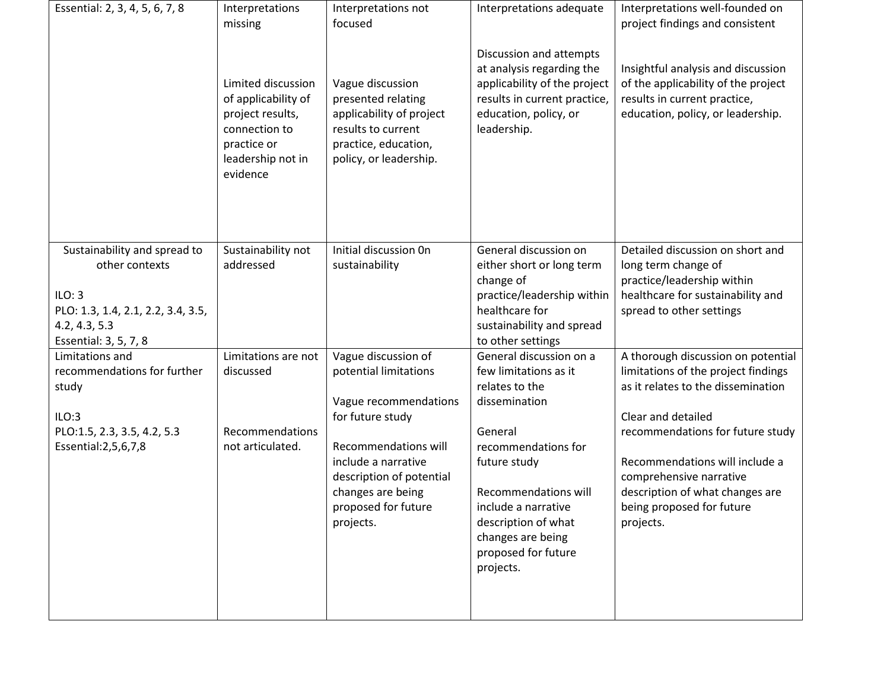| | | | | |
|---|---|---|---|---|
| Essential: 2, 3, 4, 5, 6, 7, 8 | Interpretations missing<br><br>Limited discussion of applicability of project results, connection to practice or leadership not in evidence | Interpretations not focused<br><br>Vague discussion presented relating applicability of project results to current practice, education, policy, or leadership. | Interpretations adequate<br><br>Discussion and attempts at analysis regarding the applicability of the project results in current practice, education, policy, or leadership. | Interpretations well-founded on project findings and consistent<br><br>Insightful analysis and discussion of the applicability of the project results in current practice, education, policy, or leadership. |
| Sustainability and spread to other contexts<br><br>ILO: 3<br>PLO: 1.3, 1.4, 2.1, 2.2, 3.4, 3.5, 4.2, 4.3, 5.3<br>Essential: 3, 5, 7, 8 | Sustainability not addressed | Initial discussion 0n sustainability | General discussion on either short or long term change of practice/leadership within healthcare for sustainability and spread to other settings | Detailed discussion on short and long term change of practice/leadership within healthcare for sustainability and spread to other settings |
| Limitations and recommendations for further study<br><br>ILO:3<br>PLO:1.5, 2.3, 3.5, 4.2, 5.3<br>Essential:2,5,6,7,8 | Limitations are not discussed<br><br>Recommendations not articulated. | Vague discussion of potential limitations<br><br>Vague recommendations for future study<br><br>Recommendations will include a narrative description of potential changes are being proposed for future projects. | General discussion on a few limitations as it relates to the dissemination<br><br>General recommendations for future study<br><br>Recommendations will include a narrative description of what changes are being proposed for future projects. | A thorough discussion on potential limitations of the project findings as it relates to the dissemination<br><br>Clear and detailed recommendations for future study<br><br>Recommendations will include a comprehensive narrative description of what changes are being proposed for future projects. |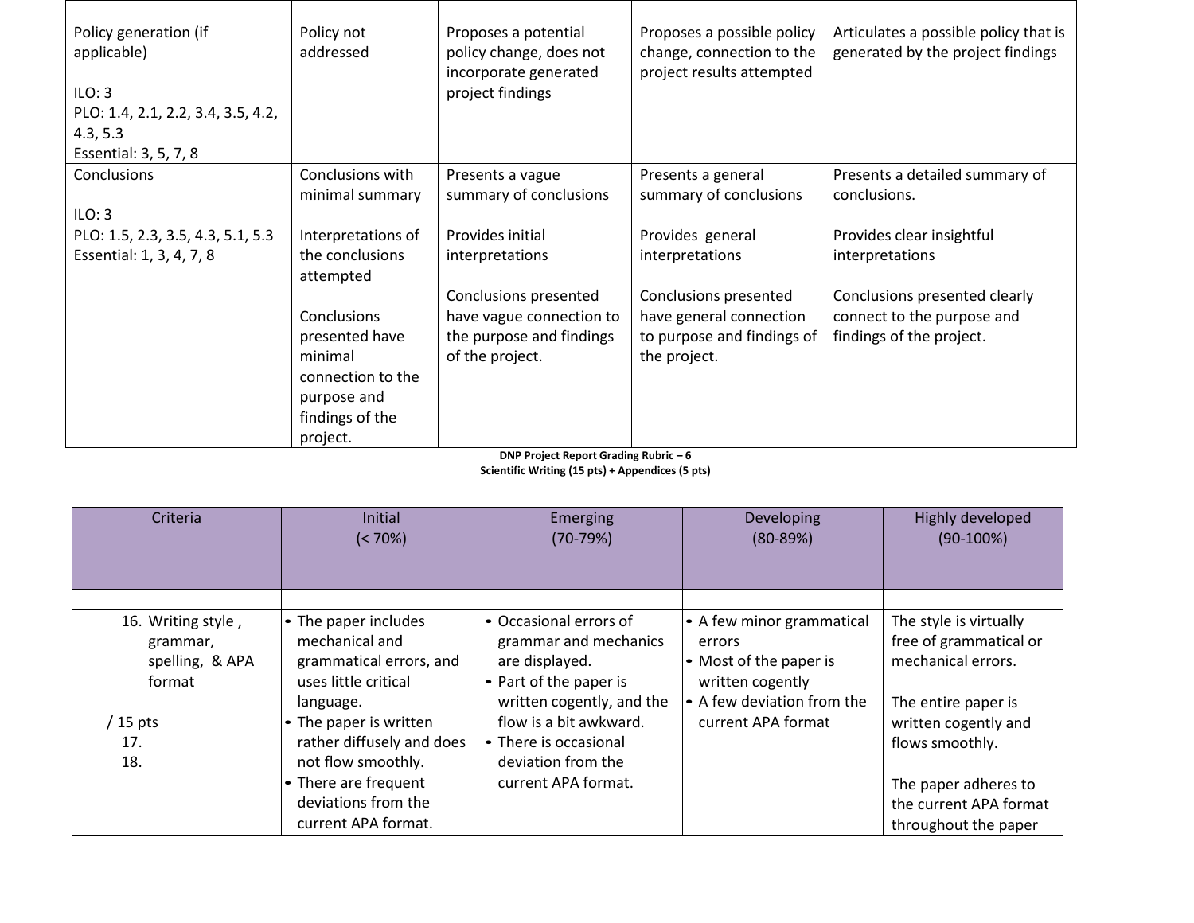| | | | | |
|---|---|---|---|---|
| Policy generation (if applicable)<br><br>ILO: 3<br>PLO: 1.4, 2.1, 2.2, 3.4, 3.5, 4.2, 4.3, 5.3<br>Essential: 3, 5, 7, 8 | Policy not addressed | Proposes a potential policy change, does not incorporate generated project findings | Proposes a possible policy change, connection to the project results attempted | Articulates a possible policy that is generated by the project findings |
| Conclusions<br><br>ILO: 3<br>PLO: 1.5, 2.3, 3.5, 4.3, 5.1, 5.3<br>Essential: 1, 3, 4, 7, 8 | Conclusions with minimal summary<br><br>Interpretations of the conclusions attempted<br><br>Conclusions presented have minimal connection to the purpose and findings of the project. | Presents a vague summary of conclusions<br><br>Provides initial interpretations<br><br>Conclusions presented have vague connection to the purpose and findings of the project. | Presents a general summary of conclusions<br><br>Provides general interpretations<br><br>Conclusions presented have general connection to purpose and findings of the project. | Presents a detailed summary of conclusions.<br><br>Provides clear insightful interpretations<br><br>Conclusions presented clearly connect to the purpose and findings of the project. |

**DNP Project Report Grading Rubric – 6**
**Scientific Writing (15 pts) + Appendices (5 pts)**

| Criteria | Initial<br>(< 70%) | Emerging<br>(70-79%) | Developing<br>(80-89%) | Highly developed<br>(90-100%) |
|---|---|---|---|---|
| | | | | |
| 16. Writing style , grammar, spelling, & APA format<br><br>/ 15 pts<br>17.<br>18. | • The paper includes mechanical and grammatical errors, and uses little critical language.<br>• The paper is written rather diffusely and does not flow smoothly.<br>• There are frequent deviations from the current APA format. | • Occasional errors of grammar and mechanics are displayed.<br>• Part of the paper is written cogently, and the flow is a bit awkward.<br>• There is occasional deviation from the current APA format. | • A few minor grammatical errors<br>• Most of the paper is written cogently<br>• A few deviation from the current APA format | The style is virtually free of grammatical or mechanical errors.<br><br>The entire paper is written cogently and flows smoothly.<br><br>The paper adheres to the current APA format throughout the paper |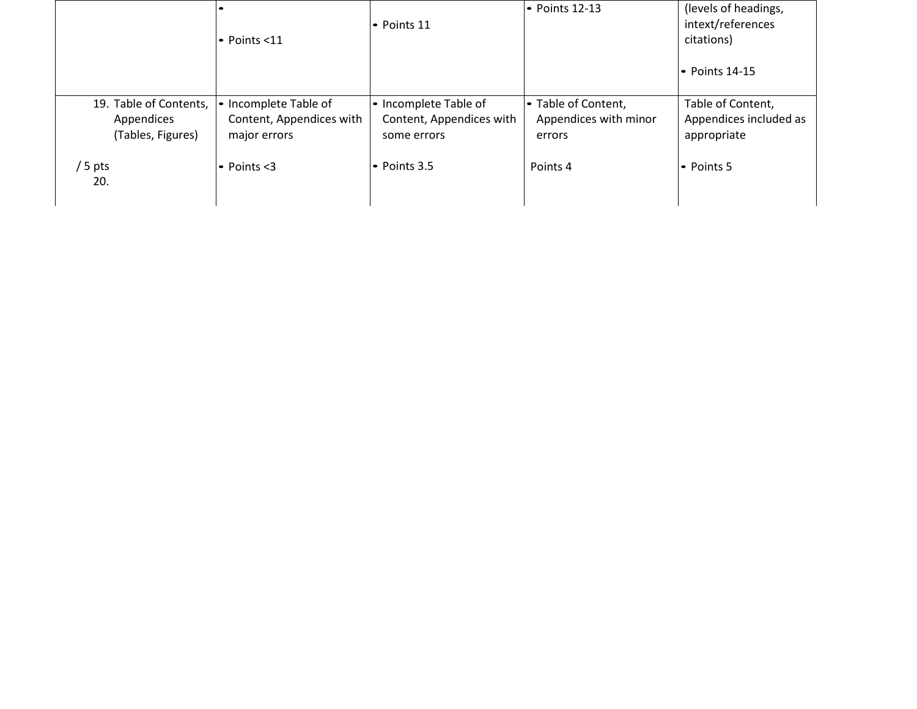| | | | | |
|---|---|---|---|---|
| | • <br>• Points <11 | • Points 11 | • Points 12-13 | (levels of headings, intext/references citations)<br><br>• Points 14-15 |
| 19. Table of Contents, Appendices (Tables, Figures)<br><br>/ 5 pts<br>20. | • Incomplete Table of Content, Appendices with major errors<br><br>• Points <3 | • Incomplete Table of Content, Appendices with some errors<br><br>• Points 3.5 | • Table of Content, Appendices with minor errors<br><br>Points 4 | Table of Content, Appendices included as appropriate<br><br>• Points 5 |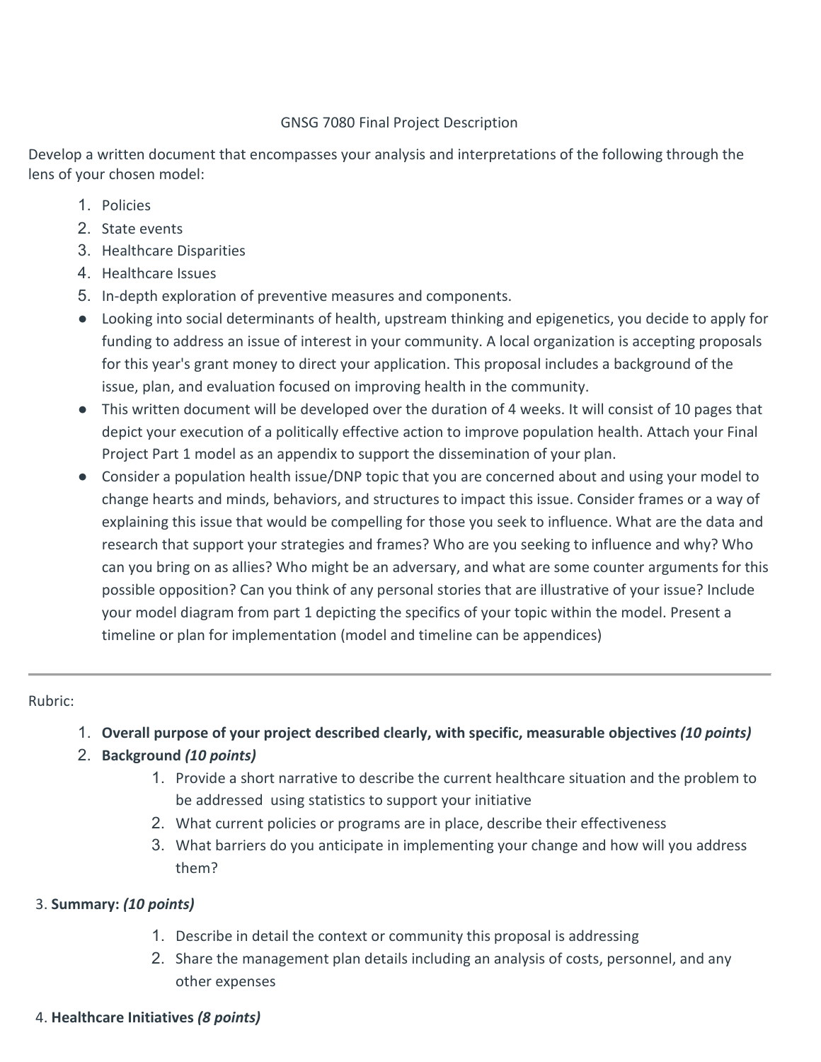GNSG 7080 Final Project Description

Develop a written document that encompasses your analysis and interpretations of the following through the lens of your chosen model:

1. Policies
2. State events
3. Healthcare Disparities
4. Healthcare Issues
5. In-depth exploration of preventive measures and components.

- Looking into social determinants of health, upstream thinking and epigenetics, you decide to apply for funding to address an issue of interest in your community. A local organization is accepting proposals for this year's grant money to direct your application. This proposal includes a background of the issue, plan, and evaluation focused on improving health in the community.
- This written document will be developed over the duration of 4 weeks. It will consist of 10 pages that depict your execution of a politically effective action to improve population health. Attach your Final Project Part 1 model as an appendix to support the dissemination of your plan.
- Consider a population health issue/DNP topic that you are concerned about and using your model to change hearts and minds, behaviors, and structures to impact this issue. Consider frames or a way of explaining this issue that would be compelling for those you seek to influence. What are the data and research that support your strategies and frames? Who are you seeking to influence and why? Who can you bring on as allies? Who might be an adversary, and what are some counter arguments for this possible opposition? Can you think of any personal stories that are illustrative of your issue? Include your model diagram from part 1 depicting the specifics of your topic within the model. Present a timeline or plan for implementation (model and timeline can be appendices)

---

Rubric:

1. **Overall purpose of your project described clearly, with specific, measurable objectives *(10 points)***
2. **Background *(10 points)***
    1. Provide a short narrative to describe the current healthcare situation and the problem to be addressed using statistics to support your initiative
    2. What current policies or programs are in place, describe their effectiveness
    3. What barriers do you anticipate in implementing your change and how will you address them?

3. **Summary: *(10 points)***

    1. Describe in detail the context or community this proposal is addressing
    2. Share the management plan details including an analysis of costs, personnel, and any other expenses

4. **Healthcare Initiatives *(8 points)***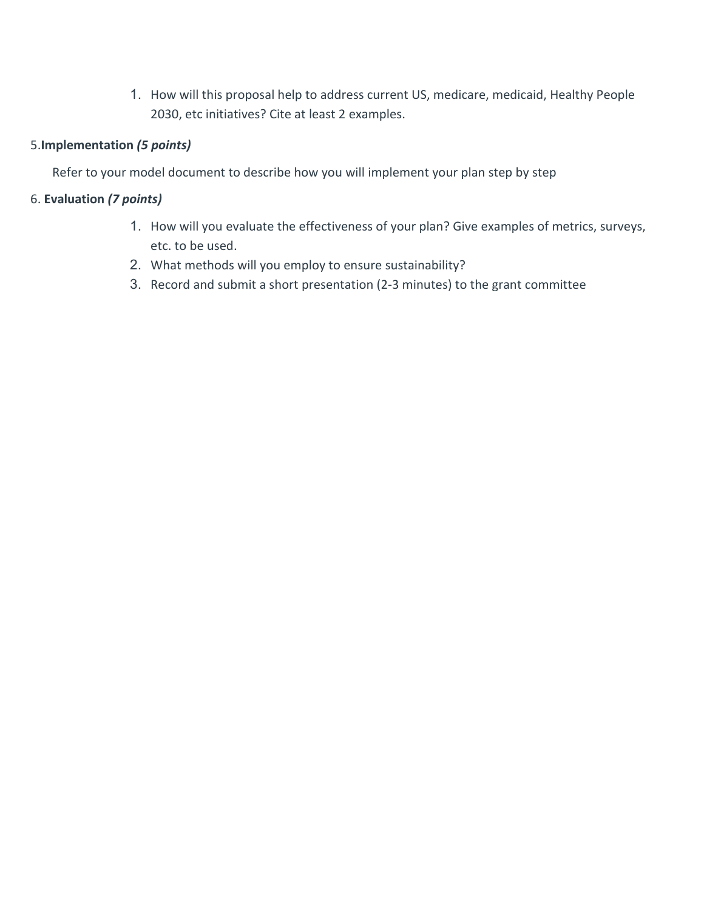1. How will this proposal help to address current US, medicare, medicaid, Healthy People 2030, etc initiatives? Cite at least 2 examples.

5.**Implementation** ***(5 points)***

Refer to your model document to describe how you will implement your plan step by step

6. **Evaluation** ***(7 points)***

1. How will you evaluate the effectiveness of your plan? Give examples of metrics, surveys, etc. to be used.
2. What methods will you employ to ensure sustainability?
3. Record and submit a short presentation (2-3 minutes) to the grant committee